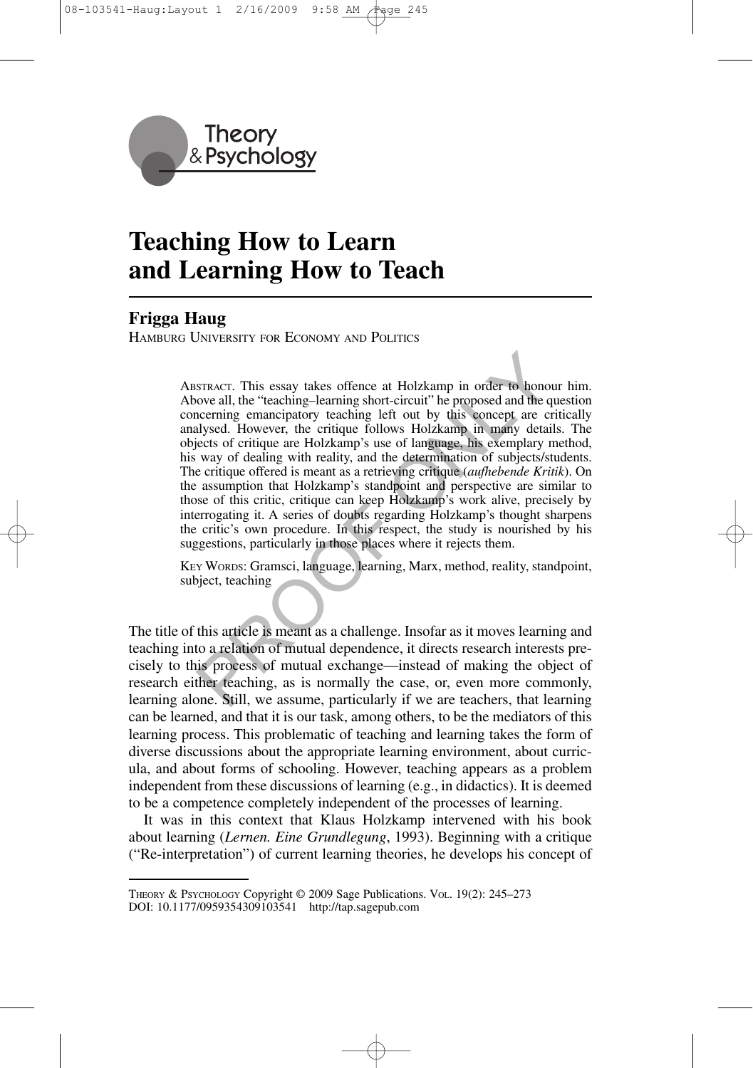Theory & Psychology

# Teaching How to Learn and Learning How to Teach

**Frigga Haug**

HAMBURG UNIVERSITY FOR ECONOMY AND POLITICS

ABSTRACT. This essay takes offence at Holzkamp in order to honour him. Above all, the "teaching–learning short-circuit" he proposed and the question concerning emancipatory teaching left out by this concept are critically analysed. However, the critique follows Holzkamp in many details. The objects of critique are Holzkamp's use of language, his exemplary method, his way of dealing with reality, and the determination of subjects/students. The critique offered is meant as a retrieving critique (*aufhebende Kritik*). On the assumption that Holzkamp's standpoint and perspective are similar to those of this critic, critique can keep Holzkamp's work alive, precisely by interrogating it. A series of doubts regarding Holzkamp's thought sharpens the critic's own procedure. In this respect, the study is nourished by his suggestions, particularly in those places where it rejects them.

KEY WORDS: Gramsci, language, learning, Marx, method, reality, standpoint, subject, teaching

The title of this article is meant as a challenge. Insofar as it moves learning and teaching into a relation of mutual dependence, it directs research interests precisely to this process of mutual exchange—instead of making the object of research either teaching, as is normally the case, or, even more commonly, learning alone. Still, we assume, particularly if we are teachers, that learning can be learned, and that it is our task, among others, to be the mediators of this learning process. This problematic of teaching and learning takes the form of diverse discussions about the appropriate learning environment, about curricula, and about forms of schooling. However, teaching appears as a problem independent from these discussions of learning (e.g., in didactics). It is deemed to be a competence completely independent of the processes of learning.

It was in this context that Klaus Holzkamp intervened with his book about learning (*Lernen. Eine Grundlegung*, 1993). Beginning with a critique ("Re-interpretation") of current learning theories, he develops his concept of

THEORY & PSYCHOLOGY Copyright © 2009 Sage Publications. VOL. 19(2): 245–273
DOI: 10.1177/0959354309103541 http://tap.sagepub.com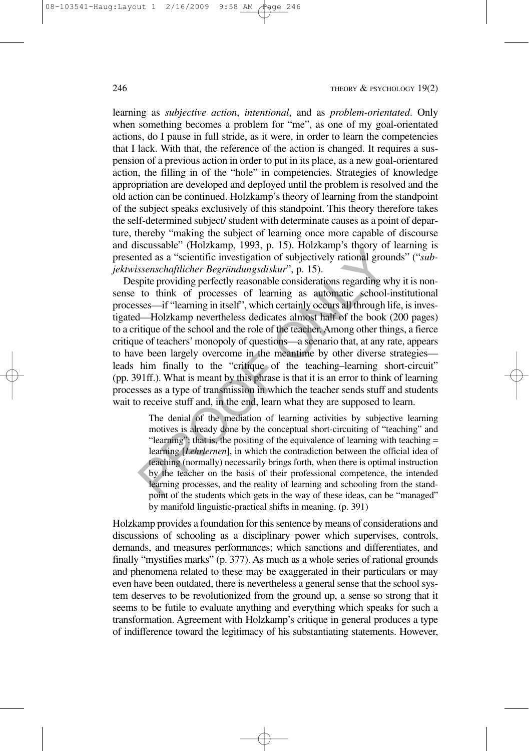learning as *subjective action*, *intentional*, and as *problem-orientated*. Only when something becomes a problem for "me", as one of my goal-orientated actions, do I pause in full stride, as it were, in order to learn the competencies that I lack. With that, the reference of the action is changed. It requires a suspension of a previous action in order to put in its place, as a new goal-orientared action, the filling in of the "hole" in competencies. Strategies of knowledge appropriation are developed and deployed until the problem is resolved and the old action can be continued. Holzkamp's theory of learning from the standpoint of the subject speaks exclusively of this standpoint. This theory therefore takes the self-determined subject/ student with determinate causes as a point of departure, thereby "making the subject of learning once more capable of discourse and discussable" (Holzkamp, 1993, p. 15). Holzkamp's theory of learning is presented as a "scientific investigation of subjectively rational grounds" ("*subjektwissenschaftlicher Begründungsdiskur*", p. 15).

Despite providing perfectly reasonable considerations regarding why it is nonsense to think of processes of learning as automatic school-institutional processes—if "learning in itself", which certainly occurs all through life, is investigated—Holzkamp nevertheless dedicates almost half of the book (200 pages) to a critique of the school and the role of the teacher. Among other things, a fierce critique of teachers' monopoly of questions—a scenario that, at any rate, appears to have been largely overcome in the meantime by other diverse strategies—leads him finally to the "critique of the teaching–learning short-circuit" (pp. 391ff.). What is meant by this phrase is that it is an error to think of learning processes as a type of transmission in which the teacher sends stuff and students wait to receive stuff and, in the end, learn what they are supposed to learn.

> The denial of the mediation of learning activities by subjective learning motives is already done by the conceptual short-circuiting of "teaching" and "learning"; that is, the positing of the equivalence of learning with teaching = learning [*Lehrlernen*], in which the contradiction between the official idea of teaching (normally) necessarily brings forth, when there is optimal instruction by the teacher on the basis of their professional competence, the intended learning processes, and the reality of learning and schooling from the standpoint of the students which gets in the way of these ideas, can be "managed" by manifold linguistic-practical shifts in meaning. (p. 391)

Holzkamp provides a foundation for this sentence by means of considerations and discussions of schooling as a disciplinary power which supervises, controls, demands, and measures performances; which sanctions and differentiates, and finally "mystifies marks" (p. 377). As much as a whole series of rational grounds and phenomena related to these may be exaggerated in their particulars or may even have been outdated, there is nevertheless a general sense that the school system deserves to be revolutionized from the ground up, a sense so strong that it seems to be futile to evaluate anything and everything which speaks for such a transformation. Agreement with Holzkamp's critique in general produces a type of indifference toward the legitimacy of his substantiating statements. However,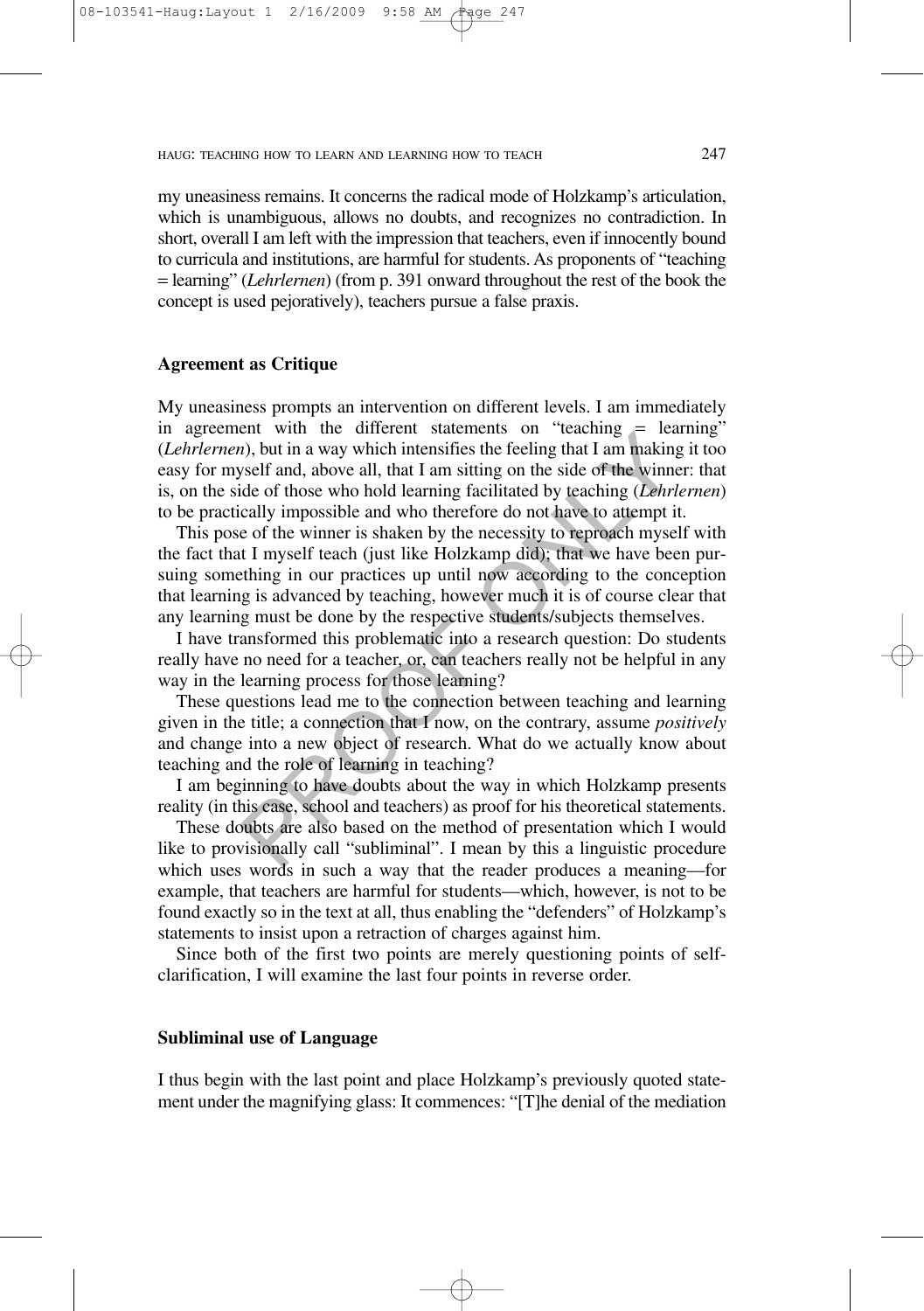my uneasiness remains. It concerns the radical mode of Holzkamp's articulation, which is unambiguous, allows no doubts, and recognizes no contradiction. In short, overall I am left with the impression that teachers, even if innocently bound to curricula and institutions, are harmful for students. As proponents of "teaching = learning" (*Lehrlernen*) (from p. 391 onward throughout the rest of the book the concept is used pejoratively), teachers pursue a false praxis.

## Agreement as Critique

My uneasiness prompts an intervention on different levels. I am immediately in agreement with the different statements on "teaching = learning" (*Lehrlernen*), but in a way which intensifies the feeling that I am making it too easy for myself and, above all, that I am sitting on the side of the winner: that is, on the side of those who hold learning facilitated by teaching (*Lehrlernen*) to be practically impossible and who therefore do not have to attempt it.

This pose of the winner is shaken by the necessity to reproach myself with the fact that I myself teach (just like Holzkamp did); that we have been pursuing something in our practices up until now according to the conception that learning is advanced by teaching, however much it is of course clear that any learning must be done by the respective students/subjects themselves.

I have transformed this problematic into a research question: Do students really have no need for a teacher, or, can teachers really not be helpful in any way in the learning process for those learning?

These questions lead me to the connection between teaching and learning given in the title; a connection that I now, on the contrary, assume *positively* and change into a new object of research. What do we actually know about teaching and the role of learning in teaching?

I am beginning to have doubts about the way in which Holzkamp presents reality (in this case, school and teachers) as proof for his theoretical statements.

These doubts are also based on the method of presentation which I would like to provisionally call "subliminal". I mean by this a linguistic procedure which uses words in such a way that the reader produces a meaning—for example, that teachers are harmful for students—which, however, is not to be found exactly so in the text at all, thus enabling the "defenders" of Holzkamp's statements to insist upon a retraction of charges against him.

Since both of the first two points are merely questioning points of self-clarification, I will examine the last four points in reverse order.

## Subliminal use of Language

I thus begin with the last point and place Holzkamp's previously quoted statement under the magnifying glass: It commences: "[T]he denial of the mediation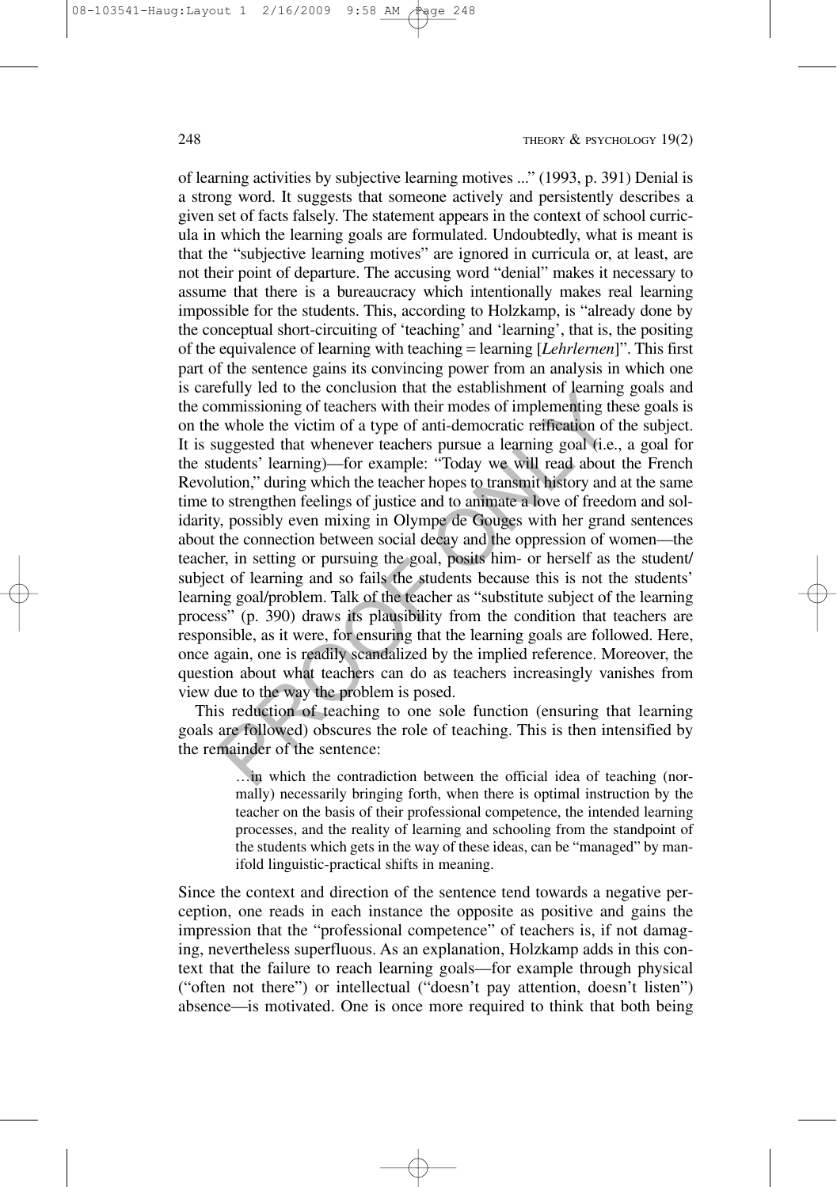of learning activities by subjective learning motives ..." (1993, p. 391) Denial is a strong word. It suggests that someone actively and persistently describes a given set of facts falsely. The statement appears in the context of school curricula in which the learning goals are formulated. Undoubtedly, what is meant is that the "subjective learning motives" are ignored in curricula or, at least, are not their point of departure. The accusing word "denial" makes it necessary to assume that there is a bureaucracy which intentionally makes real learning impossible for the students. This, according to Holzkamp, is "already done by the conceptual short-circuiting of 'teaching' and 'learning', that is, the positing of the equivalence of learning with teaching = learning [*Lehrlernen*]". This first part of the sentence gains its convincing power from an analysis in which one is carefully led to the conclusion that the establishment of learning goals and the commissioning of teachers with their modes of implementing these goals is on the whole the victim of a type of anti-democratic reification of the subject. It is suggested that whenever teachers pursue a learning goal (i.e., a goal for the students' learning)—for example: "Today we will read about the French Revolution," during which the teacher hopes to transmit history and at the same time to strengthen feelings of justice and to animate a love of freedom and solidarity, possibly even mixing in Olympe de Gouges with her grand sentences about the connection between social decay and the oppression of women—the teacher, in setting or pursuing the goal, posits him- or herself as the student/subject of learning and so fails the students because this is not the students' learning goal/problem. Talk of the teacher as "substitute subject of the learning process" (p. 390) draws its plausibility from the condition that teachers are responsible, as it were, for ensuring that the learning goals are followed. Here, once again, one is readily scandalized by the implied reference. Moreover, the question about what teachers can do as teachers increasingly vanishes from view due to the way the problem is posed.

This reduction of teaching to one sole function (ensuring that learning goals are followed) obscures the role of teaching. This is then intensified by the remainder of the sentence:

> …in which the contradiction between the official idea of teaching (normally) necessarily bringing forth, when there is optimal instruction by the teacher on the basis of their professional competence, the intended learning processes, and the reality of learning and schooling from the standpoint of the students which gets in the way of these ideas, can be "managed" by manifold linguistic-practical shifts in meaning.

Since the context and direction of the sentence tend towards a negative perception, one reads in each instance the opposite as positive and gains the impression that the "professional competence" of teachers is, if not damaging, nevertheless superfluous. As an explanation, Holzkamp adds in this context that the failure to reach learning goals—for examplе through physical ("often not there") or intellectual ("doesn't pay attention, doesn't listen") absence—is motivated. One is once more required to think that both being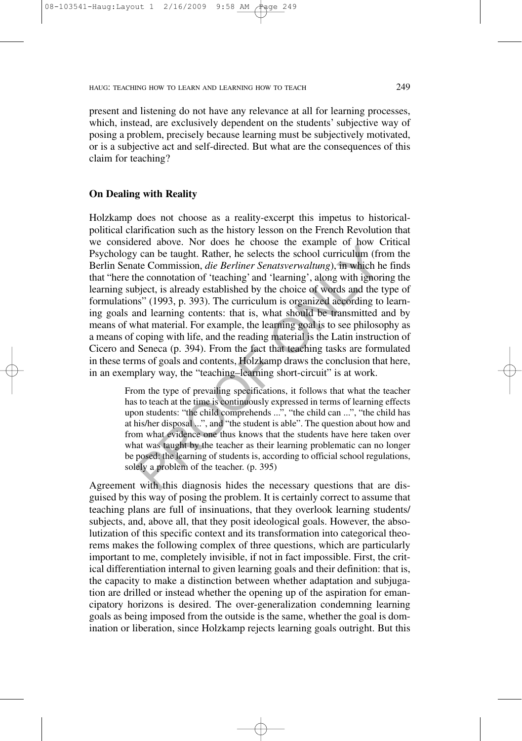present and listening do not have any relevance at all for learning processes, which, instead, are exclusively dependent on the students' subjective way of posing a problem, precisely because learning must be subjectively motivated, or is a subjective act and self-directed. But what are the consequences of this claim for teaching?

## On Dealing with Reality

Holzkamp does not choose as a reality-excerpt this impetus to historical-political clarification such as the history lesson on the French Revolution that we considered above. Nor does he choose the example of how Critical Psychology can be taught. Rather, he selects the school curriculum (from the Berlin Senate Commission, *die Berliner Senatsverwaltung*), in which he finds that "here the connotation of 'teaching' and 'learning', along with ignoring the learning subject, is already established by the choice of words and the type of formulations" (1993, p. 393). The curriculum is organized according to learning goals and learning contents: that is, what should be transmitted and by means of what material. For example, the learning goal is to see philosophy as a means of coping with life, and the reading material is the Latin instruction of Cicero and Seneca (p. 394). From the fact that teaching tasks are formulated in these terms of goals and contents, Holzkamp draws the conclusion that here, in an exemplary way, the "teaching–learning short-circuit" is at work.

> From the type of prevailing specifications, it follows that what the teacher has to teach at the time is continuously expressed in terms of learning effects upon students: "the child comprehends ...", "the child can ...", "the child has at his/her disposal ...", and "the student is able". The question about how and from what evidence one thus knows that the students have here taken over what was taught by the teacher as their learning problematic can no longer be posed; the learning of students is, according to official school regulations, solely a problem of the teacher. (p. 395)

Agreement with this diagnosis hides the necessary questions that are disguised by this way of posing the problem. It is certainly correct to assume that teaching plans are full of insinuations, that they overlook learning students/subjects, and, above all, that they posit ideological goals. However, the absolutization of this specific context and its transformation into categorical theorems makes the following complex of three questions, which are particularly important to me, completely invisible, if not in fact impossible. First, the critical differentiation internal to given learning goals and their definition: that is, the capacity to make a distinction between whether adaptation and subjugation are drilled or instead whether the opening up of the aspiration for emancipatory horizons is desired. The over-generalization condemning learning goals as being imposed from the outside is the same, whether the goal is domination or liberation, since Holzkamp rejects learning goals outright. But this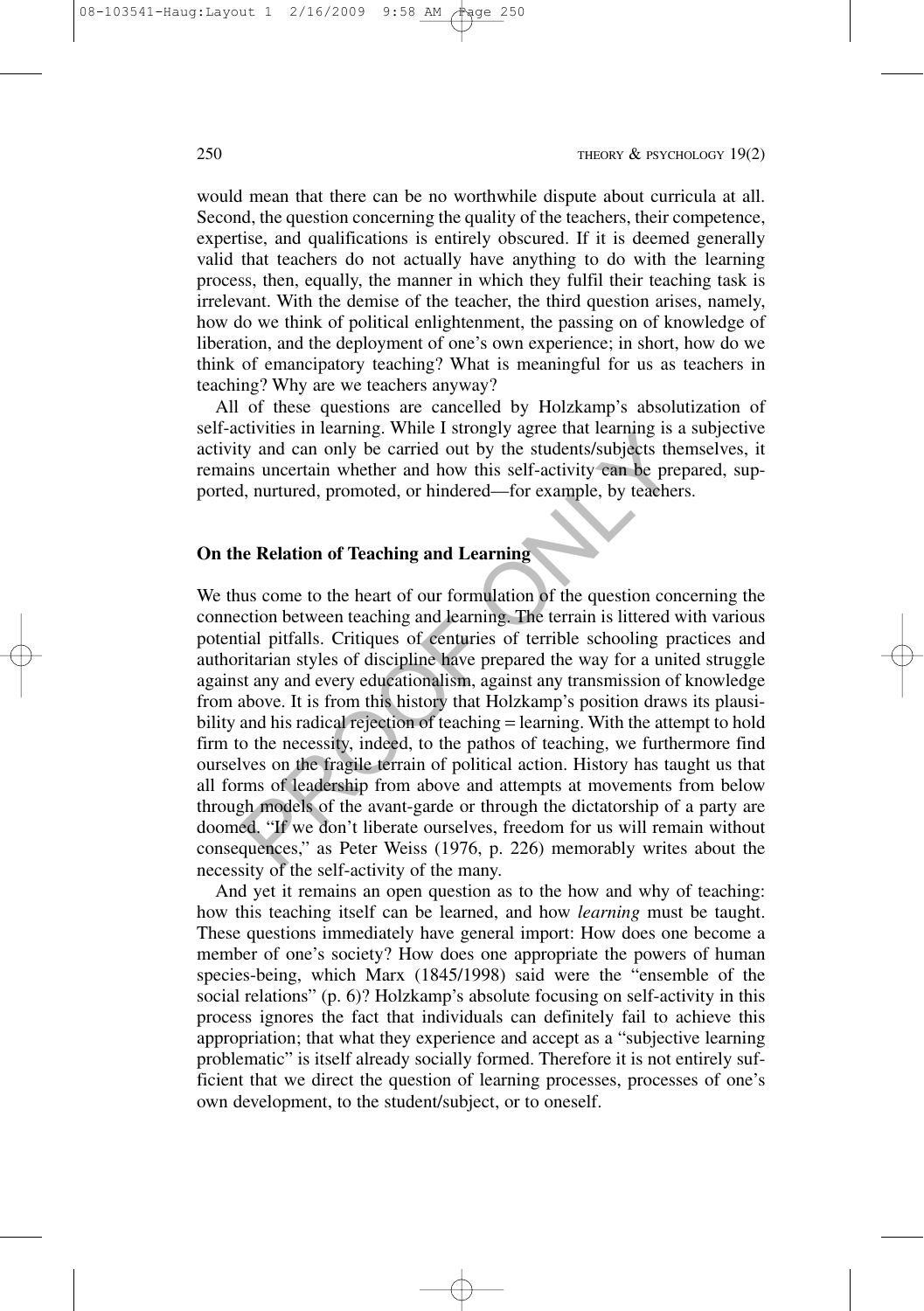would mean that there can be no worthwhile dispute about curricula at all. Second, the question concerning the quality of the teachers, their competence, expertise, and qualifications is entirely obscured. If it is deemed generally valid that teachers do not actually have anything to do with the learning process, then, equally, the manner in which they fulfil their teaching task is irrelevant. With the demise of the teacher, the third question arises, namely, how do we think of political enlightenment, the passing on of knowledge of liberation, and the deployment of one's own experience; in short, how do we think of emancipatory teaching? What is meaningful for us as teachers in teaching? Why are we teachers anyway?

All of these questions are cancelled by Holzkamp's absolutization of self-activities in learning. While I strongly agree that learning is a subjective activity and can only be carried out by the students/subjects themselves, it remains uncertain whether and how this self-activity can be prepared, supported, nurtured, promoted, or hindered—for example, by teachers.

## On the Relation of Teaching and Learning

We thus come to the heart of our formulation of the question concerning the connection between teaching and learning. The terrain is littered with various potential pitfalls. Critiques of centuries of terrible schooling practices and authoritarian styles of discipline have prepared the way for a united struggle against any and every educationalism, against any transmission of knowledge from above. It is from this history that Holzkamp's position draws its plausibility and his radical rejection of teaching = learning. With the attempt to hold firm to the necessity, indeed, to the pathos of teaching, we furthermore find ourselves on the fragile terrain of political action. History has taught us that all forms of leadership from above and attempts at movements from below through models of the avant-garde or through the dictatorship of a party are doomed. "If we don't liberate ourselves, freedom for us will remain without consequences," as Peter Weiss (1976, p. 226) memorably writes about the necessity of the self-activity of the many.

And yet it remains an open question as to the how and why of teaching: how this teaching itself can be learned, and how *learning* must be taught. These questions immediately have general import: How does one become a member of one's society? How does one appropriate the powers of human species-being, which Marx (1845/1998) said were the "ensemble of the social relations" (p. 6)? Holzkamp's absolute focusing on self-activity in this process ignores the fact that individuals can definitely fail to achieve this appropriation; that what they experience and accept as a "subjective learning problematic" is itself already socially formed. Therefore it is not entirely sufficient that we direct the question of learning processes, processes of one's own development, to the student/subject, or to oneself.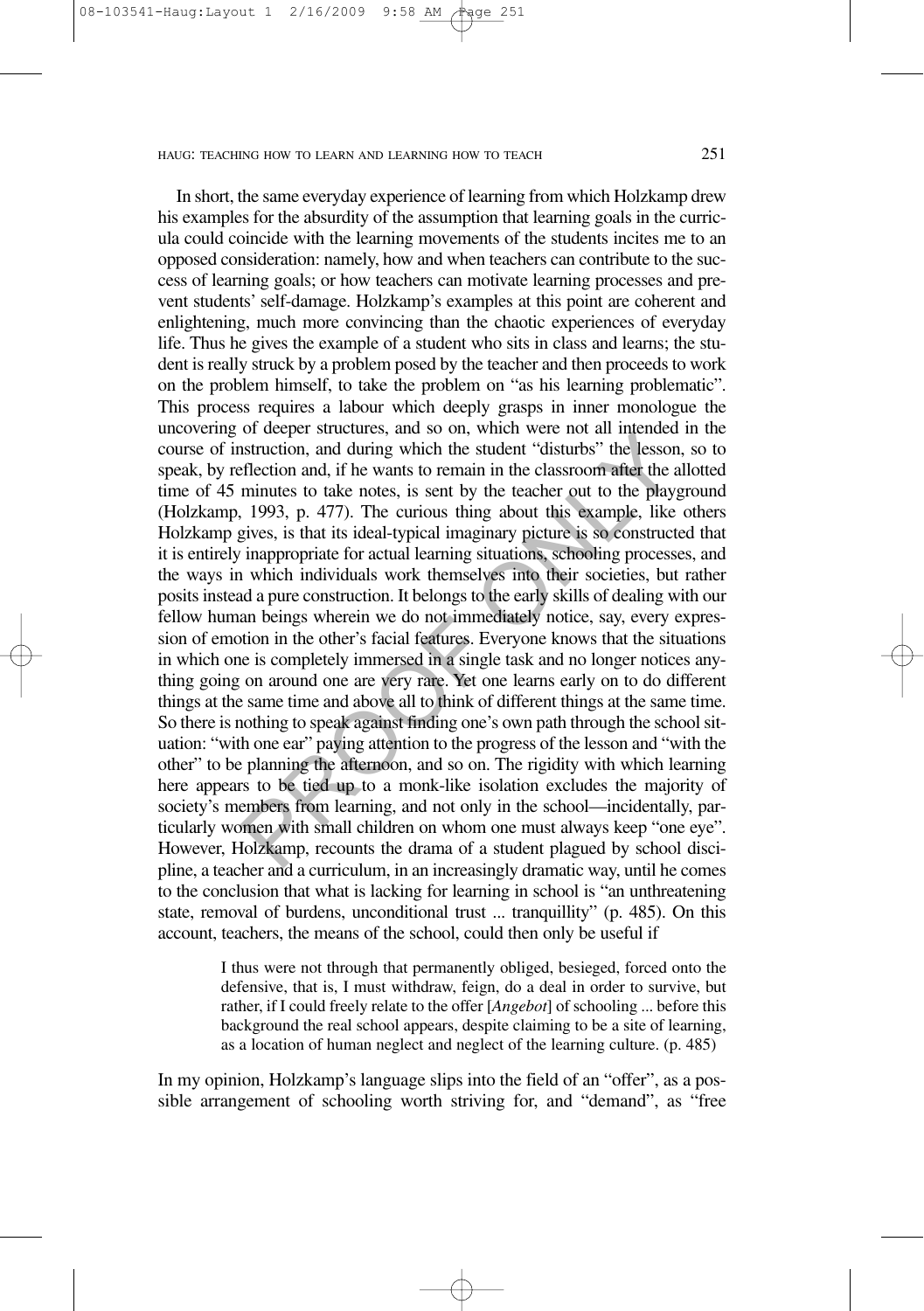In short, the same everyday experience of learning from which Holzkamp drew his examples for the absurdity of the assumption that learning goals in the curricula could coincide with the learning movements of the students incites me to an opposed consideration: namely, how and when teachers can contribute to the success of learning goals; or how teachers can motivate learning processes and prevent students' self-damage. Holzkamp's examples at this point are coherent and enlightening, much more convincing than the chaotic experiences of everyday life. Thus he gives the example of a student who sits in class and learns; the student is really struck by a problem posed by the teacher and then proceeds to work on the problem himself, to take the problem on "as his learning problematic". This process requires a labour which deeply grasps in inner monologue the uncovering of deeper structures, and so on, which were not all intended in the course of instruction, and during which the student "disturbs" the lesson, so to speak, by reflection and, if he wants to remain in the classroom after the allotted time of 45 minutes to take notes, is sent by the teacher out to the playground (Holzkamp, 1993, p. 477). The curious thing about this example, like others Holzkamp gives, is that its ideal-typical imaginary picture is so constructed that it is entirely inappropriate for actual learning situations, schooling processes, and the ways in which individuals work themselves into their societies, but rather posits instead a pure construction. It belongs to the early skills of dealing with our fellow human beings wherein we do not immediately notice, say, every expression of emotion in the other's facial features. Everyone knows that the situations in which one is completely immersed in a single task and no longer notices anything going on around one are very rare. Yet one learns early on to do different things at the same time and above all to think of different things at the same time. So there is nothing to speak against finding one's own path through the school situation: "with one ear" paying attention to the progress of the lesson and "with the other" to be planning the afternoon, and so on. The rigidity with which learning here appears to be tied up to a monk-like isolation excludes the majority of society's members from learning, and not only in the school—incidentally, particularly women with small children on whom one must always keep "one eye". However, Holzkamp, recounts the drama of a student plagued by school discipline, a teacher and a curriculum, in an increasingly dramatic way, until he comes to the conclusion that what is lacking for learning in school is "an unthreatening state, removal of burdens, unconditional trust ... tranquillity" (p. 485). On this account, teachers, the means of the school, could then only be useful if

> I thus were not through that permanently obliged, besieged, forced onto the defensive, that is, I must withdraw, feign, do a deal in order to survive, but rather, if I could freely relate to the offer [*Angebot*] of schooling ... before this background the real school appears, despite claiming to be a site of learning, as a location of human neglect and neglect of the learning culture. (p. 485)

In my opinion, Holzkamp's language slips into the field of an "offer", as a possible arrangement of schooling worth striving for, and "demand", as "free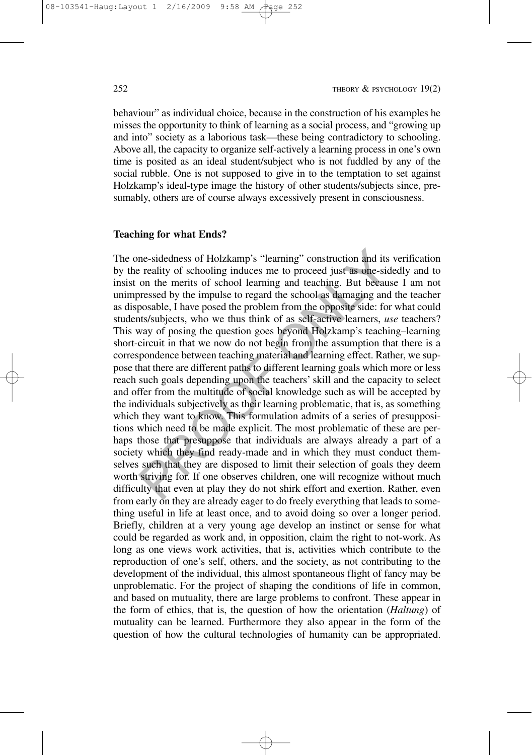behaviour" as individual choice, because in the construction of his examples he misses the opportunity to think of learning as a social process, and "growing up and into" society as a laborious task—these being contradictory to schooling. Above all, the capacity to organize self-actively a learning process in one's own time is posited as an ideal student/subject who is not fuddled by any of the social rubble. One is not supposed to give in to the temptation to set against Holzkamp's ideal-type image the history of other students/subjects since, presumably, others are of course always excessively present in consciousness.

## Teaching for what Ends?

The one-sidedness of Holzkamp's "learning" construction and its verification by the reality of schooling induces me to proceed just as one-sidedly and to insist on the merits of school learning and teaching. But because I am not unimpressed by the impulse to regard the school as damaging and the teacher as disposable, I have posed the problem from the opposite side: for what could students/subjects, who we thus think of as self-active learners, *use* teachers? This way of posing the question goes beyond Holzkamp's teaching–learning short-circuit in that we now do not begin from the assumption that there is a correspondence between teaching material and learning effect. Rather, we suppose that there are different paths to different learning goals which more or less reach such goals depending upon the teachers' skill and the capacity to select and offer from the multitude of social knowledge such as will be accepted by the individuals subjectively as their learning problematic, that is, as something which they want to know. This formulation admits of a series of presuppositions which need to be made explicit. The most problematic of these are perhaps those that presuppose that individuals are always already a part of a society which they find ready-made and in which they must conduct themselves such that they are disposed to limit their selection of goals they deem worth striving for. If one observes children, one will recognize without much difficulty that even at play they do not shirk effort and exertion. Rather, even from early on they are already eager to do freely everything that leads to something useful in life at least once, and to avoid doing so over a longer period. Briefly, children at a very young age develop an instinct or sense for what could be regarded as work and, in opposition, claim the right to not-work. As long as one views work activities, that is, activities which contribute to the reproduction of one's self, others, and the society, as not contributing to the development of the individual, this almost spontaneous flight of fancy may be unproblematic. For the project of shaping the conditions of life in common, and based on mutuality, there are large problems to confront. These appear in the form of ethics, that is, the question of how the orientation (*Haltung*) of mutuality can be learned. Furthermore they also appear in the form of the question of how the cultural technologies of humanity can be appropriated.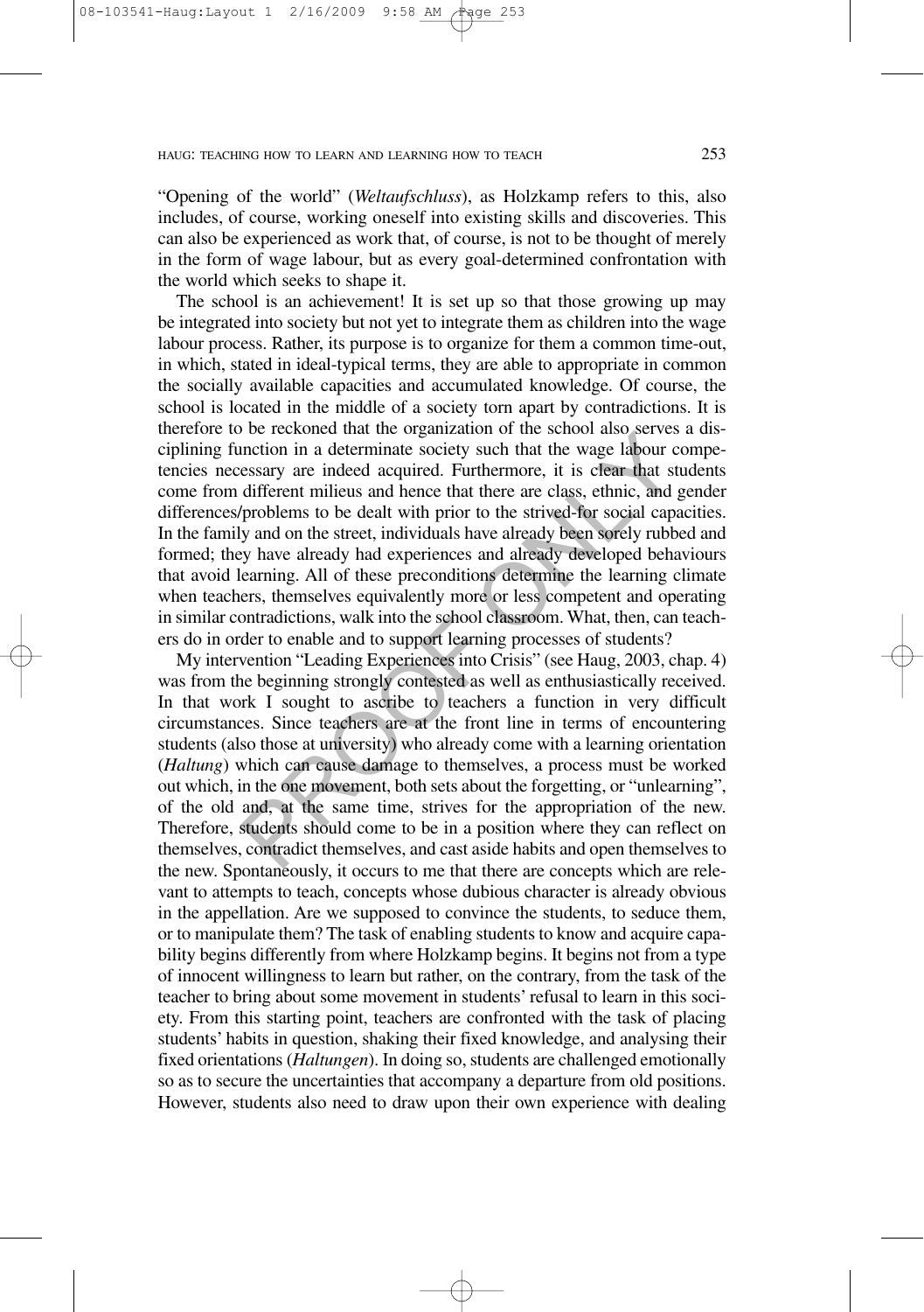"Opening of the world" (*Weltaufschluss*), as Holzkamp refers to this, also includes, of course, working oneself into existing skills and discoveries. This can also be experienced as work that, of course, is not to be thought of merely in the form of wage labour, but as every goal-determined confrontation with the world which seeks to shape it.

The school is an achievement! It is set up so that those growing up may be integrated into society but not yet to integrate them as children into the wage labour process. Rather, its purpose is to organize for them a common time-out, in which, stated in ideal-typical terms, they are able to appropriate in common the socially available capacities and accumulated knowledge. Of course, the school is located in the middle of a society torn apart by contradictions. It is therefore to be reckoned that the organization of the school also serves a disciplining function in a determinate society such that the wage labour competencies necessary are indeed acquired. Furthermore, it is clear that students come from different milieus and hence that there are class, ethnic, and gender differences/problems to be dealt with prior to the strived-for social capacities. In the family and on the street, individuals have already been sorely rubbed and formed; they have already had experiences and already developed behaviours that avoid learning. All of these preconditions determine the learning climate when teachers, themselves equivalently more or less competent and operating in similar contradictions, walk into the school classroom. What, then, can teachers do in order to enable and to support learning processes of students?

My intervention "Leading Experiences into Crisis" (see Haug, 2003, chap. 4) was from the beginning strongly contested as well as enthusiastically received. In that work I sought to ascribe to teachers a function in very difficult circumstances. Since teachers are at the front line in terms of encountering students (also those at university) who already come with a learning orientation (*Haltung*) which can cause damage to themselves, a process must be worked out which, in the one movement, both sets about the forgetting, or "unlearning", of the old and, at the same time, strives for the appropriation of the new. Therefore, students should come to be in a position where they can reflect on themselves, contradict themselves, and cast aside habits and open themselves to the new. Spontaneously, it occurs to me that there are concepts which are relevant to attempts to teach, concepts whose dubious character is already obvious in the appellation. Are we supposed to convince the students, to seduce them, or to manipulate them? The task of enabling students to know and acquire capability begins differently from where Holzkamp begins. It begins not from a type of innocent willingness to learn but rather, on the contrary, from the task of the teacher to bring about some movement in students' refusal to learn in this society. From this starting point, teachers are confronted with the task of placing students' habits in question, shaking their fixed knowledge, and analysing their fixed orientations (*Haltungen*). In doing so, students are challenged emotionally so as to secure the uncertainties that accompany a departure from old positions. However, students also need to draw upon their own experience with dealing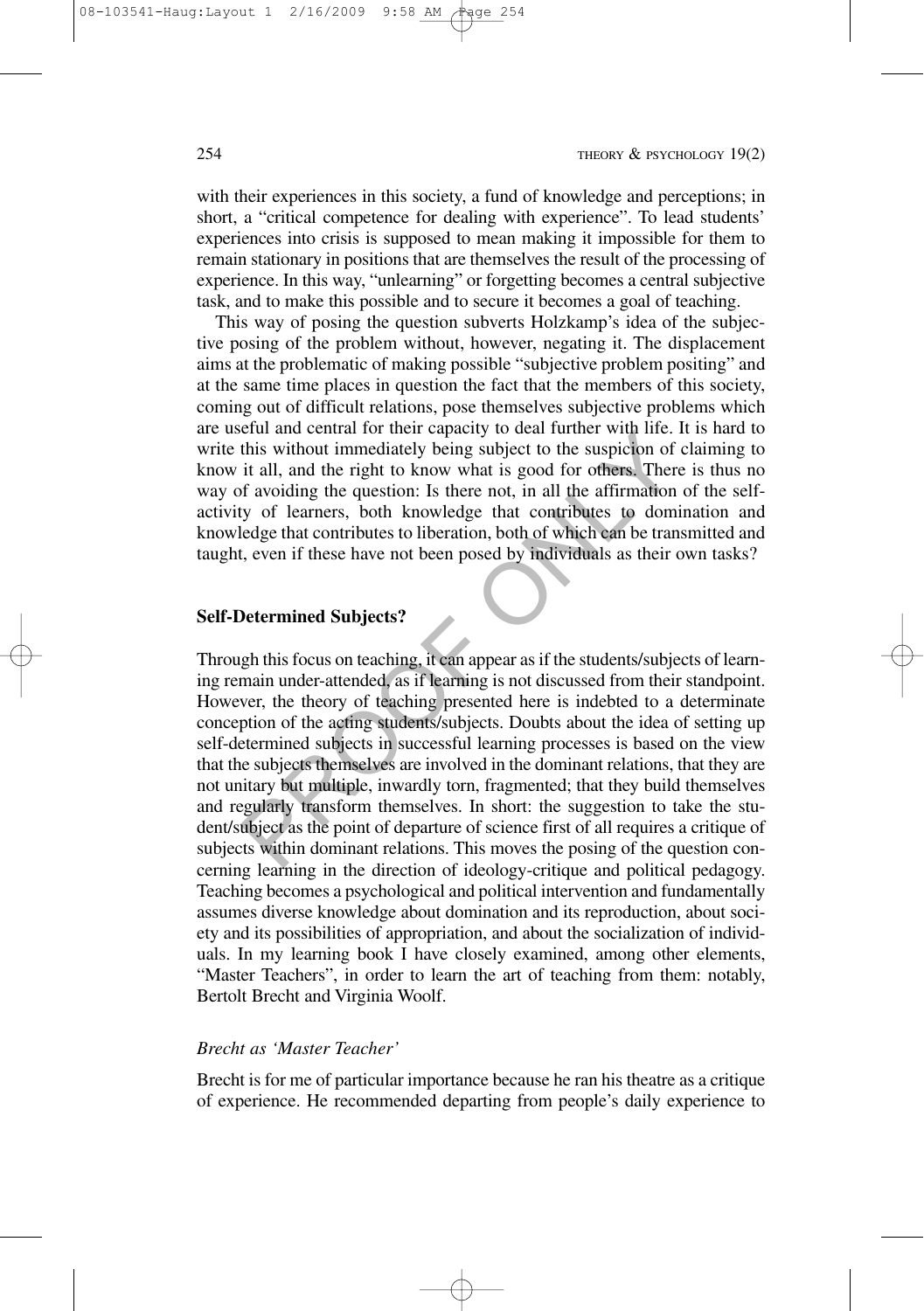with their experiences in this society, a fund of knowledge and perceptions; in short, a "critical competence for dealing with experience". To lead students' experiences into crisis is supposed to mean making it impossible for them to remain stationary in positions that are themselves the result of the processing of experience. In this way, "unlearning" or forgetting becomes a central subjective task, and to make this possible and to secure it becomes a goal of teaching.

This way of posing the question subverts Holzkamp's idea of the subjective posing of the problem without, however, negating it. The displacement aims at the problematic of making possible "subjective problem positing" and at the same time places in question the fact that the members of this society, coming out of difficult relations, pose themselves subjective problems which are useful and central for their capacity to deal further with life. It is hard to write this without immediately being subject to the suspicion of claiming to know it all, and the right to know what is good for others. There is thus no way of avoiding the question: Is there not, in all the affirmation of the self-activity of learners, both knowledge that contributes to domination and knowledge that contributes to liberation, both of which can be transmitted and taught, even if these have not been posed by individuals as their own tasks?

## Self-Determined Subjects?

Through this focus on teaching, it can appear as if the students/subjects of learning remain under-attended, as if learning is not discussed from their standpoint. However, the theory of teaching presented here is indebted to a determinate conception of the acting students/subjects. Doubts about the idea of setting up self-determined subjects in successful learning processes is based on the view that the subjects themselves are involved in the dominant relations, that they are not unitary but multiple, inwardly torn, fragmented; that they build themselves and regularly transform themselves. In short: the suggestion to take the student/subject as the point of departure of science first of all requires a critique of subjects within dominant relations. This moves the posing of the question concerning learning in the direction of ideology-critique and political pedagogy. Teaching becomes a psychological and political intervention and fundamentally assumes diverse knowledge about domination and its reproduction, about society and its possibilities of appropriation, and about the socialization of individuals. In my learning book I have closely examined, among other elements, "Master Teachers", in order to learn the art of teaching from them: notably, Bertolt Brecht and Virginia Woolf.

### *Brecht as 'Master Teacher'*

Brecht is for me of particular importance because he ran his theatre as a critique of experience. He recommended departing from people's daily experience to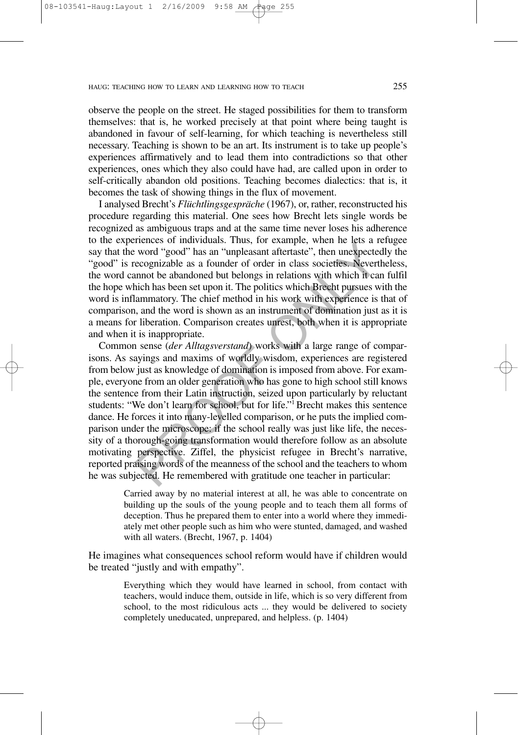observe the people on the street. He staged possibilities for them to transform themselves: that is, he worked precisely at that point where being taught is abandoned in favour of self-learning, for which teaching is nevertheless still necessary. Teaching is shown to be an art. Its instrument is to take up people's experiences affirmatively and to lead them into contradictions so that other experiences, ones which they also could have had, are called upon in order to self-critically abandon old positions. Teaching becomes dialectics: that is, it becomes the task of showing things in the flux of movement.

I analysed Brecht's *Flüchtlingsgespräche* (1967), or, rather, reconstructed his procedure regarding this material. One sees how Brecht lets single words be recognized as ambiguous traps and at the same time never loses his adherence to the experiences of individuals. Thus, for example, when he lets a refugee say that the word "good" has an "unpleasant aftertaste", then unexpectedly the "good" is recognizable as a founder of order in class societies. Nevertheless, the word cannot be abandoned but belongs in relations with which it can fulfil the hope which has been set upon it. The politics which Brecht pursues with the word is inflammatory. The chief method in his work with experience is that of comparison, and the word is shown as an instrument of domination just as it is a means for liberation. Comparison creates unrest, both when it is appropriate and when it is inappropriate.

Common sense (*der Alltagsverstand*) works with a large range of comparisons. As sayings and maxims of worldly wisdom, experiences are registered from below just as knowledge of domination is imposed from above. For example, everyone from an older generation who has gone to high school still knows the sentence from their Latin instruction, seized upon particularly by reluctant students: "We don't learn for school, but for life."[1] Brecht makes this sentence dance. He forces it into many-levelled comparison, or he puts the implied comparison under the microscope: if the school really was just like life, the necessity of a thorough-going transformation would therefore follow as an absolute motivating perspective. Ziffel, the physicist refugee in Brecht's narrative, reported praising words of the meanness of the school and the teachers to whom he was subjected. He remembered with gratitude one teacher in particular:

> Carried away by no material interest at all, he was able to concentrate on building up the souls of the young people and to teach them all forms of deception. Thus he prepared them to enter into a world where they immediately met other people such as him who were stunted, damaged, and washed with all waters. (Brecht, 1967, p. 1404)

He imagines what consequences school reform would have if children would be treated "justly and with empathy".

> Everything which they would have learned in school, from contact with teachers, would induce them, outside in life, which is so very different from school, to the most ridiculous acts ... they would be delivered to society completely uneducated, unprepared, and helpless. (p. 1404)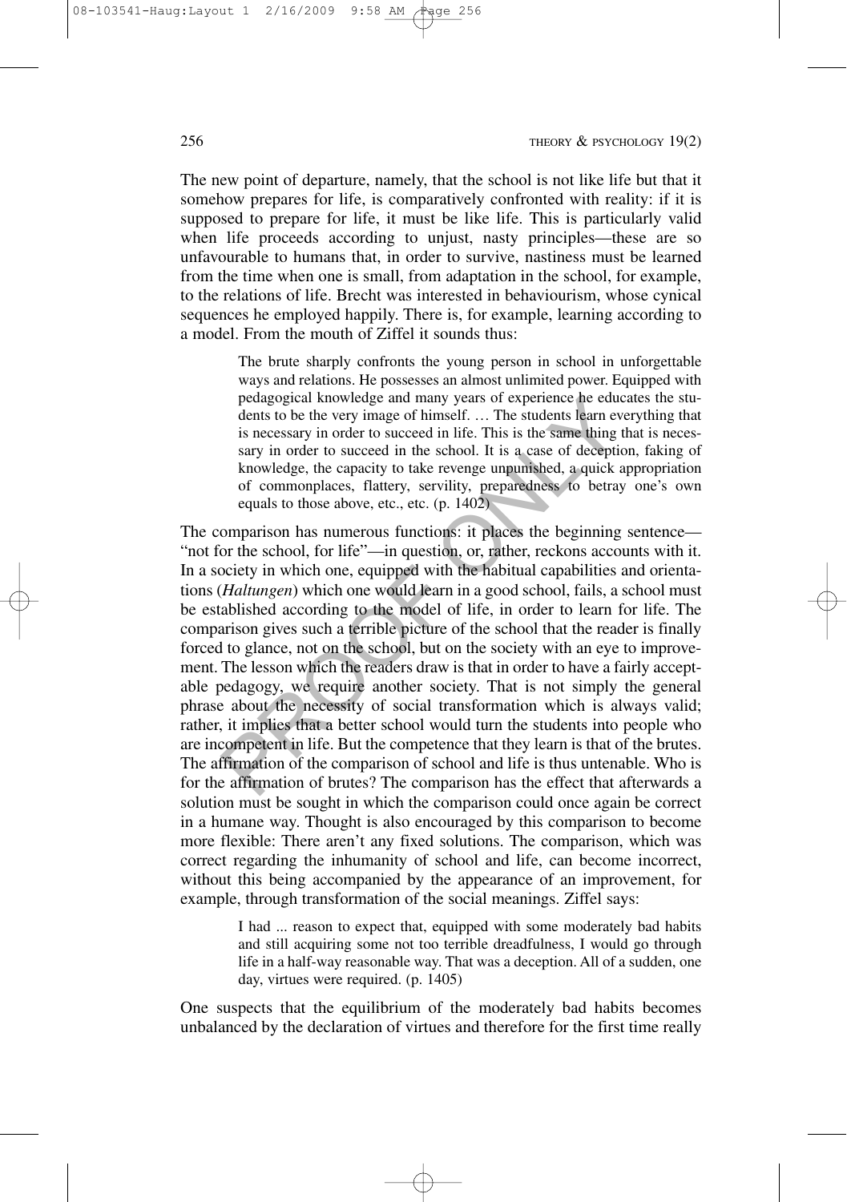The new point of departure, namely, that the school is not like life but that it somehow prepares for life, is comparatively confronted with reality: if it is supposed to prepare for life, it must be like life. This is particularly valid when life proceeds according to unjust, nasty principles—these are so unfavourable to humans that, in order to survive, nastiness must be learned from the time when one is small, from adaptation in the school, for example, to the relations of life. Brecht was interested in behaviourism, whose cynical sequences he employed happily. There is, for example, learning according to a model. From the mouth of Ziffel it sounds thus:

> The brute sharply confronts the young person in school in unforgettable ways and relations. He possesses an almost unlimited power. Equipped with pedagogical knowledge and many years of experience he educates the students to be the very image of himself. … The students learn everything that is necessary in order to succeed in life. This is the same thing that is necessary in order to succeed in the school. It is a case of deception, faking of knowledge, the capacity to take revenge unpunished, a quick appropriation of commonplaces, flattery, servility, preparedness to betray one's own equals to those above, etc., etc. (p. 1402)

The comparison has numerous functions: it places the beginning sentence—"not for the school, for life"—in question, or, rather, reckons accounts with it. In a society in which one, equipped with the habitual capabilities and orientations (*Haltungen*) which one would learn in a good school, fails, a school must be established according to the model of life, in order to learn for life. The comparison gives such a terrible picture of the school that the reader is finally forced to glance, not on the school, but on the society with an eye to improvement. The lesson which the readers draw is that in order to have a fairly acceptable pedagogy, we require another society. That is not simply the general phrase about the necessity of social transformation which is always valid; rather, it implies that a better school would turn the students into people who are incompetent in life. But the competence that they learn is that of the brutes. The affirmation of the comparison of school and life is thus untenable. Who is for the affirmation of brutes? The comparison has the effect that afterwards a solution must be sought in which the comparison could once again be correct in a humane way. Thought is also encouraged by this comparison to become more flexible: There aren't any fixed solutions. The comparison, which was correct regarding the inhumanity of school and life, can become incorrect, without this being accompanied by the appearance of an improvement, for example, through transformation of the social meanings. Ziffel says:

> I had ... reason to expect that, equipped with some moderately bad habits and still acquiring some not too terrible dreadfulness, I would go through life in a half-way reasonable way. That was a deception. All of a sudden, one day, virtues were required. (p. 1405)

One suspects that the equilibrium of the moderately bad habits becomes unbalanced by the declaration of virtues and therefore for the first time really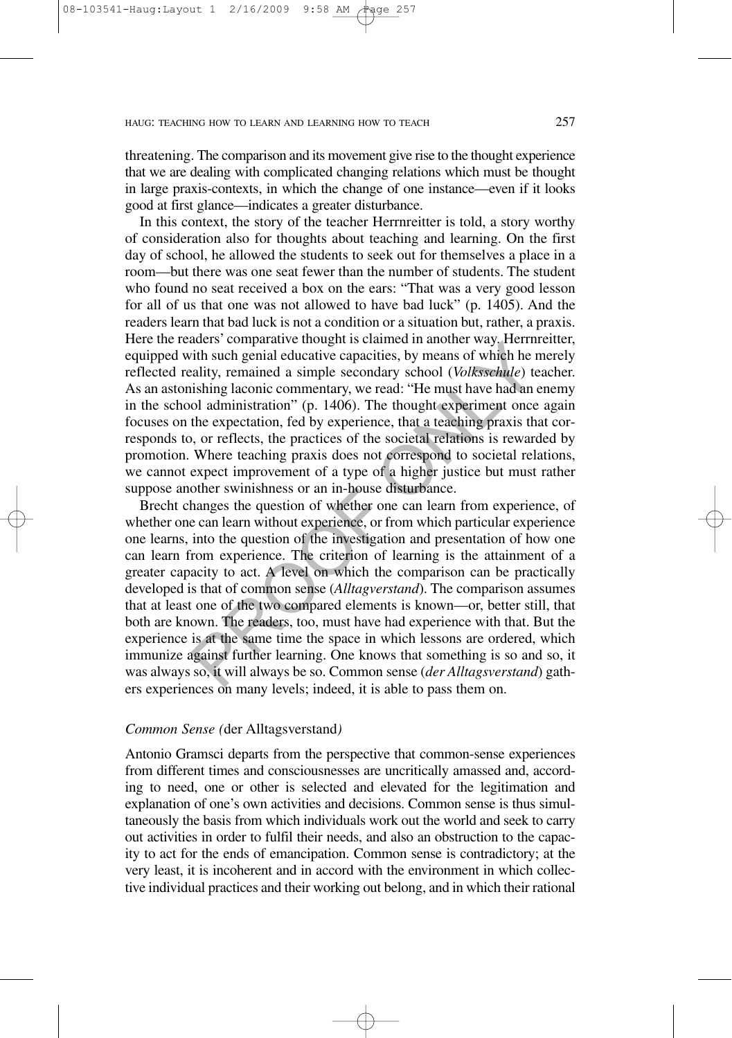threatening. The comparison and its movement give rise to the thought experience that we are dealing with complicated changing relations which must be thought in large praxis-contexts, in which the change of one instance—even if it looks good at first glance—indicates a greater disturbance.

In this context, the story of the teacher Herrnreitter is told, a story worthy of consideration also for thoughts about teaching and learning. On the first day of school, he allowed the students to seek out for themselves a place in a room—but there was one seat fewer than the number of students. The student who found no seat received a box on the ears: "That was a very good lesson for all of us that one was not allowed to have bad luck" (p. 1405). And the readers learn that bad luck is not a condition or a situation but, rather, a praxis. Here the readers' comparative thought is claimed in another way. Herrnreitter, equipped with such genial educative capacities, by means of which he merely reflected reality, remained a simple secondary school (*Volksschule*) teacher. As an astonishing laconic commentary, we read: "He must have had an enemy in the school administration" (p. 1406). The thought experiment once again focuses on the expectation, fed by experience, that a teaching praxis that corresponds to, or reflects, the practices of the societal relations is rewarded by promotion. Where teaching praxis does not correspond to societal relations, we cannot expect improvement of a type of a higher justice but must rather suppose another swinishness or an in-house disturbance.

Brecht changes the question of whether one can learn from experience, of whether one can learn without experience, or from which particular experience one learns, into the question of the investigation and presentation of how one can learn from experience. The criterion of learning is the attainment of a greater capacity to act. A level on which the comparison can be practically developed is that of common sense (*Alltagverstand*). The comparison assumes that at least one of the two compared elements is known—or, better still, that both are known. The readers, too, must have had experience with that. But the experience is at the same time the space in which lessons are ordered, which immunize against further learning. One knows that something is so and so, it was always so, it will always be so. Common sense (*der Alltagsverstand*) gathers experiences on many levels; indeed, it is able to pass them on.

### *Common Sense (*der Alltagsverstand*)*

Antonio Gramsci departs from the perspective that common-sense experiences from different times and consciousnesses are uncritically amassed and, according to need, one or other is selected and elevated for the legitimation and explanation of one's own activities and decisions. Common sense is thus simultaneously the basis from which individuals work out the world and seek to carry out activities in order to fulfil their needs, and also an obstruction to the capacity to act for the ends of emancipation. Common sense is contradictory; at the very least, it is incoherent and in accord with the environment in which collective individual practices and their working out belong, and in which their rational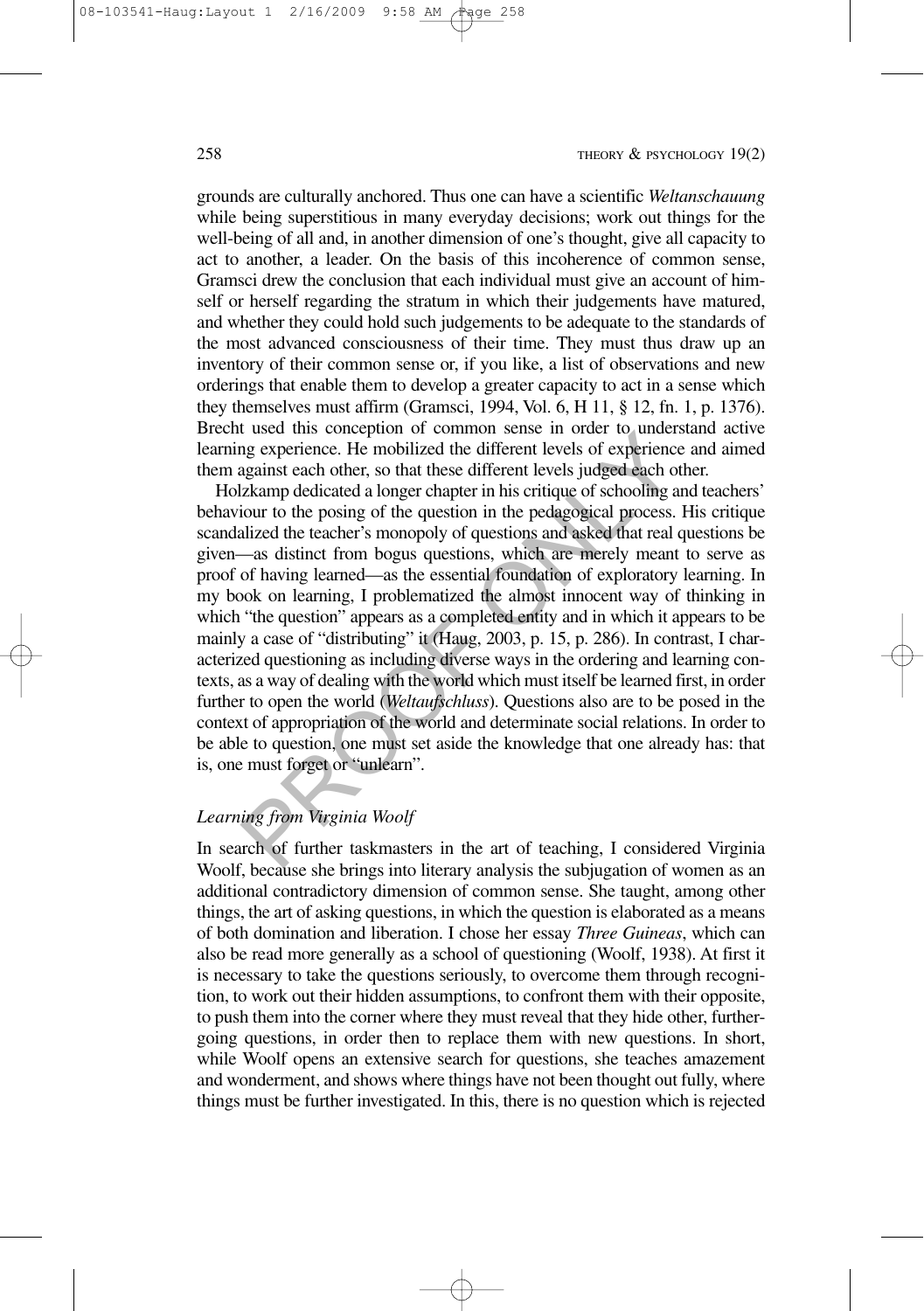grounds are culturally anchored. Thus one can have a scientific *Weltanschauung* while being superstitious in many everyday decisions; work out things for the well-being of all and, in another dimension of one's thought, give all capacity to act to another, a leader. On the basis of this incoherence of common sense, Gramsci drew the conclusion that each individual must give an account of himself or herself regarding the stratum in which their judgements have matured, and whether they could hold such judgements to be adequate to the standards of the most advanced consciousness of their time. They must thus draw up an inventory of their common sense or, if you like, a list of observations and new orderings that enable them to develop a greater capacity to act in a sense which they themselves must affirm (Gramsci, 1994, Vol. 6, H 11, § 12, fn. 1, p. 1376). Brecht used this conception of common sense in order to understand active learning experience. He mobilized the different levels of experience and aimed them against each other, so that these different levels judged each other.

Holzkamp dedicated a longer chapter in his critique of schooling and teachers' behaviour to the posing of the question in the pedagogical process. His critique scandalized the teacher's monopoly of questions and asked that real questions be given—as distinct from bogus questions, which are merely meant to serve as proof of having learned—as the essential foundation of exploratory learning. In my book on learning, I problematized the almost innocent way of thinking in which "the question" appears as a completed entity and in which it appears to be mainly a case of "distributing" it (Haug, 2003, p. 15, p. 286). In contrast, I characterized questioning as including diverse ways in the ordering and learning contexts, as a way of dealing with the world which must itself be learned first, in order further to open the world (*Weltaufschluss*). Questions also are to be posed in the context of appropriation of the world and determinate social relations. In order to be able to question, one must set aside the knowledge that one already has: that is, one must forget or "unlearn".

### *Learning from Virginia Woolf*

In search of further taskmasters in the art of teaching, I considered Virginia Woolf, because she brings into literary analysis the subjugation of women as an additional contradictory dimension of common sense. She taught, among other things, the art of asking questions, in which the question is elaborated as a means of both domination and liberation. I chose her essay *Three Guineas*, which can also be read more generally as a school of questioning (Woolf, 1938). At first it is necessary to take the questions seriously, to overcome them through recognition, to work out their hidden assumptions, to confront them with their opposite, to push them into the corner where they must reveal that they hide other, further-going questions, in order then to replace them with new questions. In short, while Woolf opens an extensive search for questions, she teaches amazement and wonderment, and shows where things have not been thought out fully, where things must be further investigated. In this, there is no question which is rejected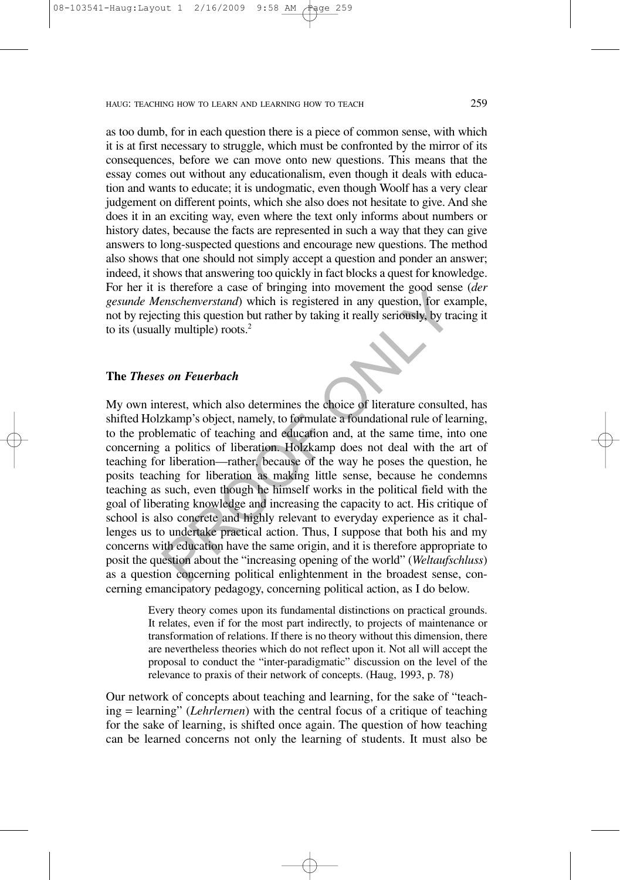as too dumb, for in each question there is a piece of common sense, with which it is at first necessary to struggle, which must be confronted by the mirror of its consequences, before we can move onto new questions. This means that the essay comes out without any educationalism, even though it deals with education and wants to educate; it is undogmatic, even though Woolf has a very clear judgement on different points, which she also does not hesitate to give. And she does it in an exciting way, even where the text only informs about numbers or history dates, because the facts are represented in such a way that they can give answers to long-suspected questions and encourage new questions. The method also shows that one should not simply accept a question and ponder an answer; indeed, it shows that answering too quickly in fact blocks a quest for knowledge. For her it is therefore a case of bringing into movement the good sense (*der gesunde Menschenverstand*) which is registered in any question, for example, not by rejecting this question but rather by taking it really seriously, by tracing it to its (usually multiple) roots.[2]

## The *Theses on Feuerbach*

My own interest, which also determines the choice of literature consulted, has shifted Holzkamp's object, namely, to formulate a foundational rule of learning, to the problematic of teaching and education and, at the same time, into one concerning a politics of liberation. Holzkamp does not deal with the art of teaching for liberation—rather, because of the way he poses the question, he posits teaching for liberation as making little sense, because he condemns teaching as such, even though he himself works in the political field with the goal of liberating knowledge and increasing the capacity to act. His critique of school is also concrete and highly relevant to everyday experience as it challenges us to undertake practical action. Thus, I suppose that both his and my concerns with education have the same origin, and it is therefore appropriate to posit the question about the "increasing opening of the world" (*Weltaufschluss*) as a question concerning political enlightenment in the broadest sense, concerning emancipatory pedagogy, concerning political action, as I do below.

> Every theory comes upon its fundamental distinctions on practical grounds. It relates, even if for the most part indirectly, to projects of maintenance or transformation of relations. If there is no theory without this dimension, there are nevertheless theories which do not reflect upon it. Not all will accept the proposal to conduct the "inter-paradigmatic" discussion on the level of the relevance to praxis of their network of concepts. (Haug, 1993, p. 78)

Our network of concepts about teaching and learning, for the sake of "teaching = learning" (*Lehrlernen*) with the central focus of a critique of teaching for the sake of learning, is shifted once again. The question of how teaching can be learned concerns not only the learning of students. It must also be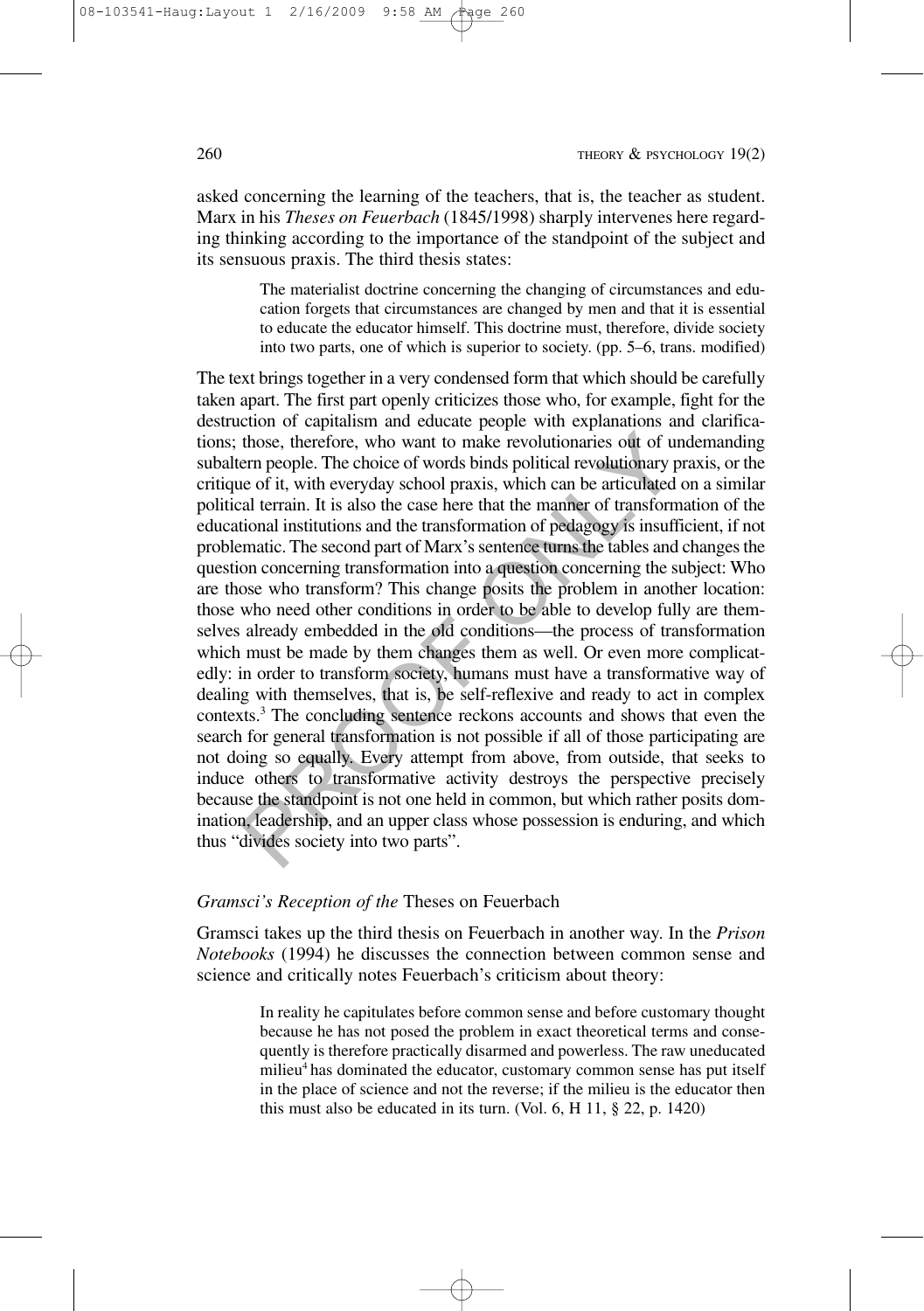asked concerning the learning of the teachers, that is, the teacher as student. Marx in his *Theses on Feuerbach* (1845/1998) sharply intervenes here regarding thinking according to the importance of the standpoint of the subject and its sensuous praxis. The third thesis states:

> The materialist doctrine concerning the changing of circumstances and education forgets that circumstances are changed by men and that it is essential to educate the educator himself. This doctrine must, therefore, divide society into two parts, one of which is superior to society. (pp. 5–6, trans. modified)

The text brings together in a very condensed form that which should be carefully taken apart. The first part openly criticizes those who, for example, fight for the destruction of capitalism and educate people with explanations and clarifications; those, therefore, who want to make revolutionaries out of undemanding subaltern people. The choice of words binds political revolutionary praxis, or the critique of it, with everyday school praxis, which can be articulated on a similar political terrain. It is also the case here that the manner of transformation of the educational institutions and the transformation of pedagogy is insufficient, if not problematic. The second part of Marx's sentence turns the tables and changes the question concerning transformation into a question concerning the subject: Who are those who transform? This change posits the problem in another location: those who need other conditions in order to be able to develop fully are themselves already embedded in the old conditions—the process of transformation which must be made by them changes them as well. Or even more complicatedly: in order to transform society, humans must have a transformative way of dealing with themselves, that is, be self-reflexive and ready to act in complex contexts.[3] The concluding sentence reckons accounts and shows that even the search for general transformation is not possible if all of those participating are not doing so equally. Every attempt from above, from outside, that seeks to induce others to transformative activity destroys the perspective precisely because the standpoint is not one held in common, but which rather posits domination, leadership, and an upper class whose possession is enduring, and which thus "divides society into two parts".

### *Gramsci's Reception of the* Theses on Feuerbach

Gramsci takes up the third thesis on Feuerbach in another way. In the *Prison Notebooks* (1994) he discusses the connection between common sense and science and critically notes Feuerbach's criticism about theory:

> In reality he capitulates before common sense and before customary thought because he has not posed the problem in exact theoretical terms and consequently is therefore practically disarmed and powerless. The raw uneducated milieu[4] has dominated the educator, customary common sense has put itself in the place of science and not the reverse; if the milieu is the educator then this must also be educated in its turn. (Vol. 6, H 11, § 22, p. 1420)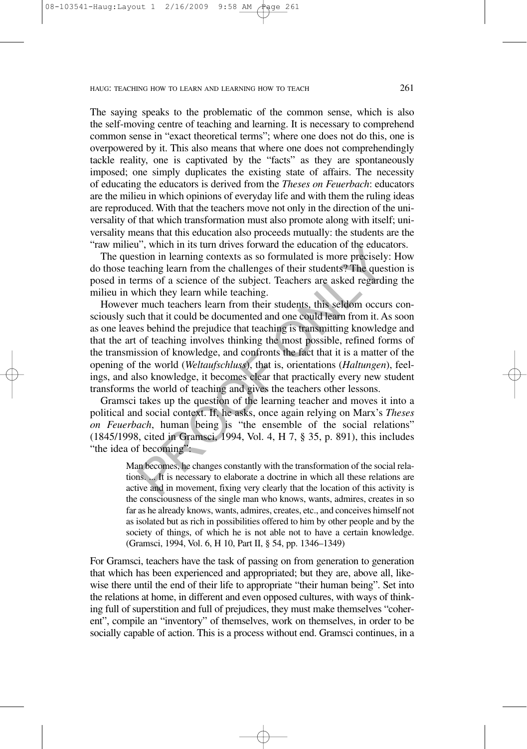The saying speaks to the problematic of the common sense, which is also the self-moving centre of teaching and learning. It is necessary to comprehend common sense in "exact theoretical terms"; where one does not do this, one is overpowered by it. This also means that where one does not comprehendingly tackle reality, one is captivated by the "facts" as they are spontaneously imposed; one simply duplicates the existing state of affairs. The necessity of educating the educators is derived from the *Theses on Feuerbach*: educators are the milieu in which opinions of everyday life and with them the ruling ideas are reproduced. With that the teachers move not only in the direction of the universality of that which transformation must also promote along with itself; universality means that this education also proceeds mutually: the students are the "raw milieu", which in its turn drives forward the education of the educators.

The question in learning contexts as so formulated is more precisely: How do those teaching learn from the challenges of their students? The question is posed in terms of a science of the subject. Teachers are asked regarding the milieu in which they learn while teaching.

However much teachers learn from their students, this seldom occurs consciously such that it could be documented and one could learn from it. As soon as one leaves behind the prejudice that teaching is transmitting knowledge and that the art of teaching involves thinking the most possible, refined forms of the transmission of knowledge, and confronts the fact that it is a matter of the opening of the world (*Weltaufschluss*), that is, orientations (*Haltungen*), feelings, and also knowledge, it becomes clear that practically every new student transforms the world of teaching and gives the teachers other lessons.

Gramsci takes up the question of the learning teacher and moves it into a political and social context. If, he asks, once again relying on Marx's *Theses on Feuerbach*, human being is "the ensemble of the social relations" (1845/1998, cited in Gramsci, 1994, Vol. 4, H 7, § 35, p. 891), this includes "the idea of becoming":

> Man becomes, he changes constantly with the transformation of the social relations. ... It is necessary to elaborate a doctrine in which all these relations are active and in movement, fixing very clearly that the location of this activity is the consciousness of the single man who knows, wants, admires, creates in so far as he already knows, wants, admires, creates, etc., and conceives himself not as isolated but as rich in possibilities offered to him by other people and by the society of things, of which he is not able not to have a certain knowledge. (Gramsci, 1994, Vol. 6, H 10, Part II, § 54, pp. 1346–1349)

For Gramsci, teachers have the task of passing on from generation to generation that which has been experienced and appropriated; but they are, above all, likewise there until the end of their life to appropriate "their human being". Set into the relations at home, in different and even opposed cultures, with ways of thinking full of superstition and full of prejudices, they must make themselves "coherent", compile an "inventory" of themselves, work on themselves, in order to be socially capable of action. This is a process without end. Gramsci continues, in a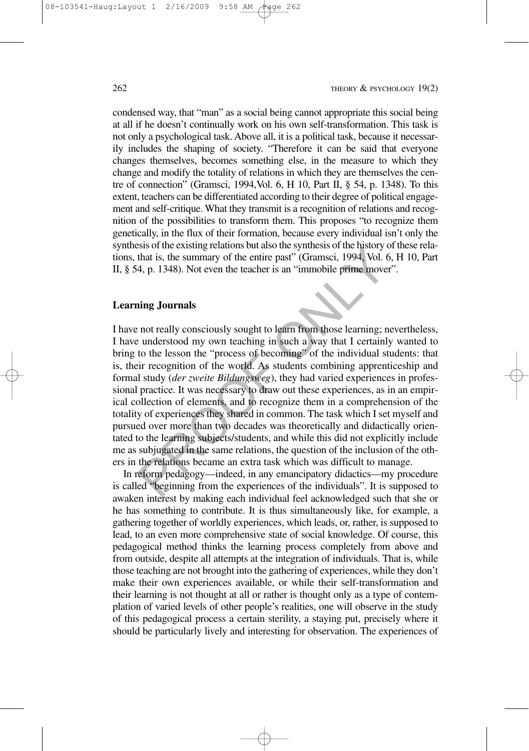condensed way, that "man" as a social being cannot appropriate this social being at all if he doesn't continually work on his own self-transformation. This task is not only a psychological task. Above all, it is a political task, because it necessarily includes the shaping of society. "Therefore it can be said that everyone changes themselves, becomes something else, in the measure to which they change and modify the totality of relations in which they are themselves the centre of connection" (Gramsci, 1994,Vol. 6, H 10, Part II, § 54, p. 1348). To this extent, teachers can be differentiated according to their degree of political engagement and self-critique. What they transmit is a recognition of relations and recognition of the possibilities to transform them. This proposes "to recognize them genetically, in the flux of their formation, because every individual isn't only the synthesis of the existing relations but also the synthesis of the history of these relations, that is, the summary of the entire past" (Gramsci, 1994, Vol. 6, H 10, Part II, § 54, p. 1348). Not even the teacher is an "immobile prime mover".

## Learning Journals

I have not really consciously sought to learn from those learning; nevertheless, I have understood my own teaching in such a way that I certainly wanted to bring to the lesson the "process of becoming" of the individual students: that is, their recognition of the world. As students combining apprenticeship and formal study (*der zweite Bildungsweg*), they had varied experiences in professional practice. It was necessary to draw out these experiences, as in an empirical collection of elements, and to recognize them in a comprehension of the totality of experiences they shared in common. The task which I set myself and pursued over more than two decades was theoretically and didactically orientated to the learning subjects/students, and while this did not explicitly include me as subjugated in the same relations, the question of the inclusion of the others in the relations became an extra task which was difficult to manage.

In reform pedagogy—indeed, in any emancipatory didactics—my procedure is called "beginning from the experiences of the individuals". It is supposed to awaken interest by making each individual feel acknowledged such that she or he has something to contribute. It is thus simultaneously like, for example, a gathering together of worldly experiences, which leads, or, rather, is supposed to lead, to an even more comprehensive state of social knowledge. Of course, this pedagogical method thinks the learning process completely from above and from outside, despite all attempts at the integration of individuals. That is, while those teaching are not brought into the gathering of experiences, while they don't make their own experiences available, or while their self-transformation and their learning is not thought at all or rather is thought only as a type of contemplation of varied levels of other people's realities, one will observe in the study of this pedagogical process a certain sterility, a staying put, precisely where it should be particularly lively and interesting for observation. The experiences of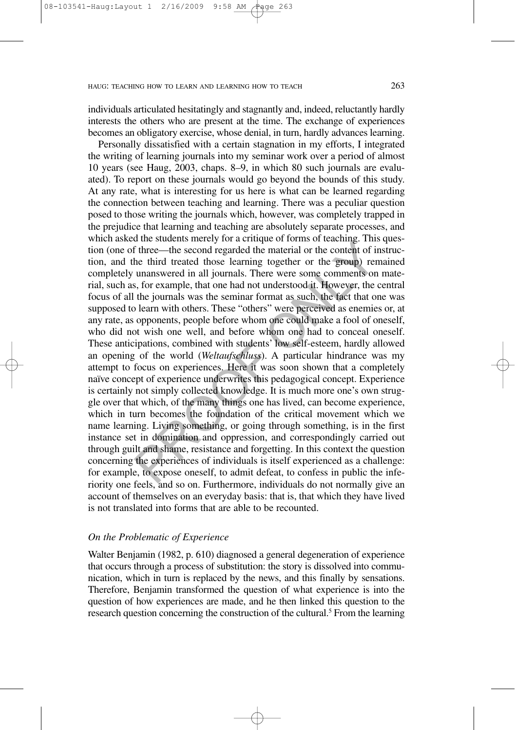individuals articulated hesitatingly and stagnantly and, indeed, reluctantly hardly interests the others who are present at the time. The exchange of experiences becomes an obligatory exercise, whose denial, in turn, hardly advances learning.

Personally dissatisfied with a certain stagnation in my efforts, I integrated the writing of learning journals into my seminar work over a period of almost 10 years (see Haug, 2003, chaps. 8–9, in which 80 such journals are evaluated). To report on these journals would go beyond the bounds of this study. At any rate, what is interesting for us here is what can be learned regarding the connection between teaching and learning. There was a peculiar question posed to those writing the journals which, however, was completely trapped in the prejudice that learning and teaching are absolutely separate processes, and which asked the students merely for a critique of forms of teaching. This question (one of three—the second regarded the material or the content of instruction, and the third treated those learning together or the group) remained completely unanswered in all journals. There were some comments on material, such as, for example, that one had not understood it. However, the central focus of all the journals was the seminar format as such, the fact that one was supposed to learn with others. These "others" were perceived as enemies or, at any rate, as opponents, people before whom one could make a fool of oneself, who did not wish one well, and before whom one had to conceal oneself. These anticipations, combined with students' low self-esteem, hardly allowed an opening of the world (*Weltaufschluss*). A particular hindrance was my attempt to focus on experiences. Here it was soon shown that a completely naïve concept of experience underwrites this pedagogical concept. Experience is certainly not simply collected knowledge. It is much more one's own struggle over that which, of the many things one has lived, can become experience, which in turn becomes the foundation of the critical movement which we name learning. Living something, or going through something, is in the first instance set in domination and oppression, and correspondingly carried out through guilt and shame, resistance and forgetting. In this context the question concerning the experiences of individuals is itself experienced as a challenge: for example, to expose oneself, to admit defeat, to confess in public the inferiority one feels, and so on. Furthermore, individuals do not normally give an account of themselves on an everyday basis: that is, that which they have lived is not translated into forms that are able to be recounted.

### *On the Problematic of Experience*

Walter Benjamin (1982, p. 610) diagnosed a general degeneration of experience that occurs through a process of substitution: the story is dissolved into communication, which in turn is replaced by the news, and this finally by sensations. Therefore, Benjamin transformed the question of what experience is into the question of how experiences are made, and he then linked this question to the research question concerning the construction of the cultural.[5] From the learning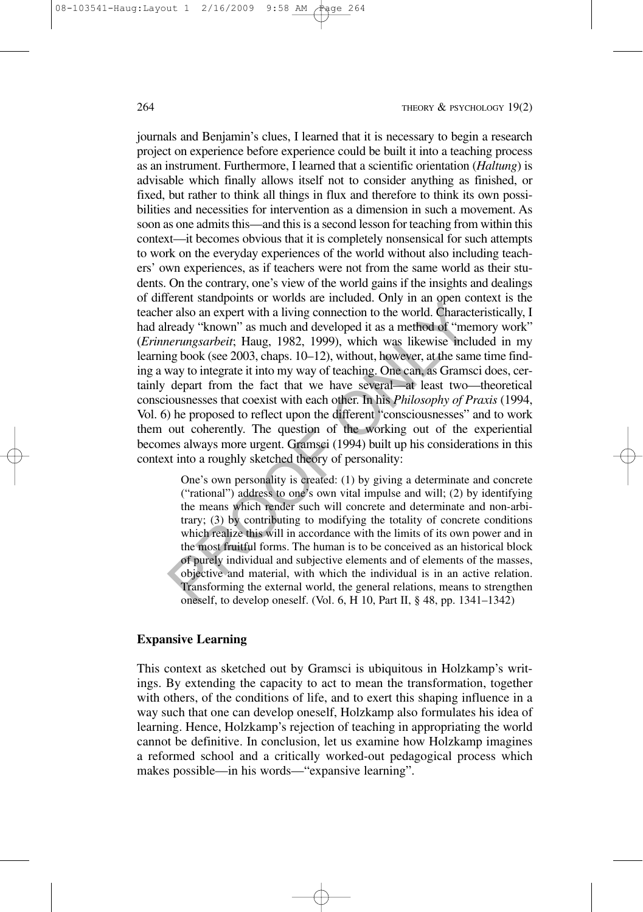journals and Benjamin's clues, I learned that it is necessary to begin a research project on experience before experience could be built it into a teaching process as an instrument. Furthermore, I learned that a scientific orientation (*Haltung*) is advisable which finally allows itself not to consider anything as finished, or fixed, but rather to think all things in flux and therefore to think its own possibilities and necessities for intervention as a dimension in such a movement. As soon as one admits this—and this is a second lesson for teaching from within this context—it becomes obvious that it is completely nonsensical for such attempts to work on the everyday experiences of the world without also including teachers' own experiences, as if teachers were not from the same world as their students. On the contrary, one's view of the world gains if the insights and dealings of different standpoints or worlds are included. Only in an open context is the teacher also an expert with a living connection to the world. Characteristically, I had already "known" as much and developed it as a method of "memory work" (*Erinnerungsarbeit*; Haug, 1982, 1999), which was likewise included in my learning book (see 2003, chaps. 10–12), without, however, at the same time finding a way to integrate it into my way of teaching. One can, as Gramsci does, certainly depart from the fact that we have several—at least two—theoretical consciousnesses that coexist with each other. In his *Philosophy of Praxis* (1994, Vol. 6) he proposed to reflect upon the different "consciousnesses" and to work them out coherently. The question of the working out of the experiential becomes always more urgent. Gramsci (1994) built up his considerations in this context into a roughly sketched theory of personality:

> One's own personality is created: (1) by giving a determinate and concrete ("rational") address to one's own vital impulse and will; (2) by identifying the means which render such will concrete and determinate and non-arbitrary; (3) by contributing to modifying the totality of concrete conditions which realize this will in accordance with the limits of its own power and in the most fruitful forms. The human is to be conceived as an historical block of purely individual and subjective elements and of elements of the masses, objective and material, with which the individual is in an active relation. Transforming the external world, the general relations, means to strengthen oneself, to develop oneself. (Vol. 6, H 10, Part II, § 48, pp. 1341–1342)

## Expansive Learning

This context as sketched out by Gramsci is ubiquitous in Holzkamp's writings. By extending the capacity to act to mean the transformation, together with others, of the conditions of life, and to exert this shaping influence in a way such that one can develop oneself, Holzkamp also formulates his idea of learning. Hence, Holzkamp's rejection of teaching in appropriating the world cannot be definitive. In conclusion, let us examine how Holzkamp imagines a reformed school and a critically worked-out pedagogical process which makes possible—in his words—"expansive learning".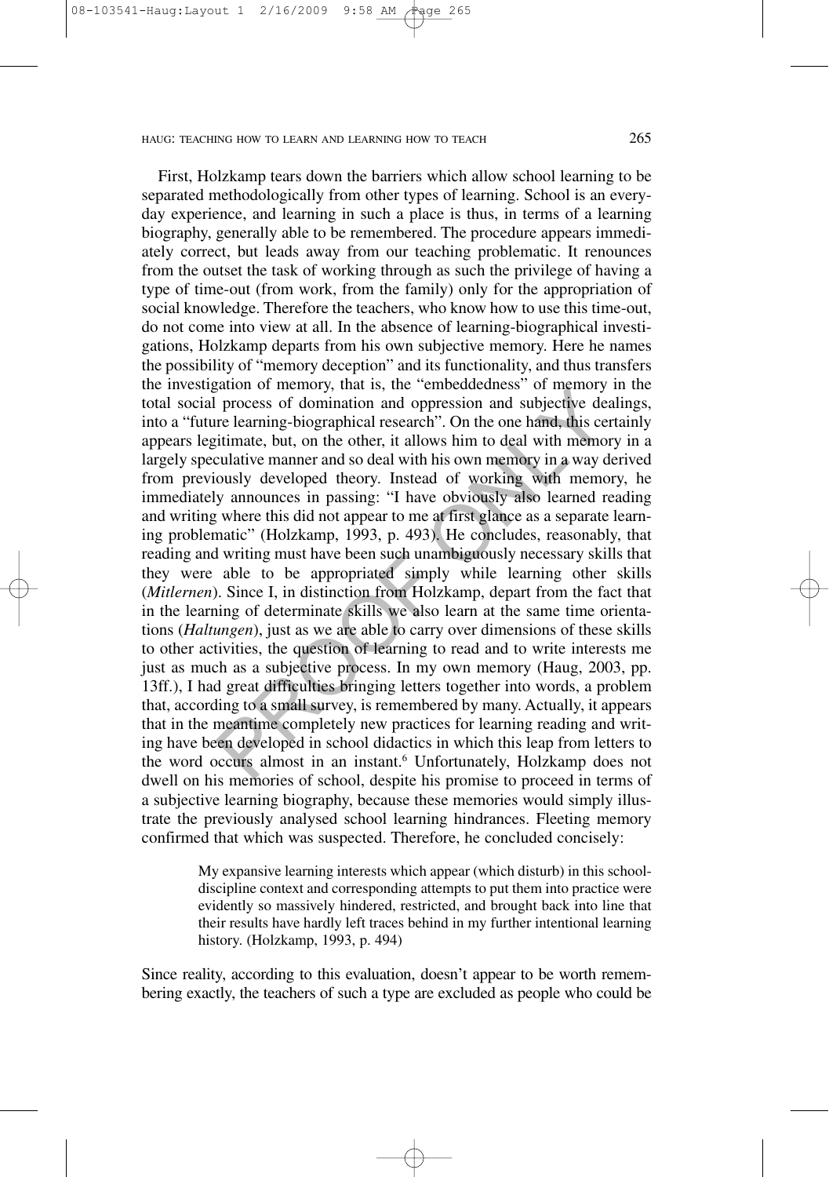First, Holzkamp tears down the barriers which allow school learning to be separated methodologically from other types of learning. School is an everyday experience, and learning in such a place is thus, in terms of a learning biography, generally able to be remembered. The procedure appears immediately correct, but leads away from our teaching problematic. It renounces from the outset the task of working through as such the privilege of having a type of time-out (from work, from the family) only for the appropriation of social knowledge. Therefore the teachers, who know how to use this time-out, do not come into view at all. In the absence of learning-biographical investigations, Holzkamp departs from his own subjective memory. Here he names the possibility of "memory deception" and its functionality, and thus transfers the investigation of memory, that is, the "embeddedness" of memory in the total social process of domination and oppression and subjective dealings, into a "future learning-biographical research". On the one hand, this certainly appears legitimate, but, on the other, it allows him to deal with memory in a largely speculative manner and so deal with his own memory in a way derived from previously developed theory. Instead of working with memory, he immediately announces in passing: "I have obviously also learned reading and writing where this did not appear to me at first glance as a separate learning problematic" (Holzkamp, 1993, p. 493). He concludes, reasonably, that reading and writing must have been such unambiguously necessary skills that they were able to be appropriated simply while learning other skills (*Mitlernen*). Since I, in distinction from Holzkamp, depart from the fact that in the learning of determinate skills we also learn at the same time orientations (*Haltungen*), just as we are able to carry over dimensions of these skills to other activities, the question of learning to read and to write interests me just as much as a subjective process. In my own memory (Haug, 2003, pp. 13ff.), I had great difficulties bringing letters together into words, a problem that, according to a small survey, is remembered by many. Actually, it appears that in the meantime completely new practices for learning reading and writing have been developed in school didactics in which this leap from letters to the word occurs almost in an instant.[6] Unfortunately, Holzkamp does not dwell on his memories of school, despite his promise to proceed in terms of a subjective learning biography, because these memories would simply illustrate the previously analysed school learning hindrances. Fleeting memory confirmed that which was suspected. Therefore, he concluded concisely:

> My expansive learning interests which appear (which disturb) in this school-discipline context and corresponding attempts to put them into practice were evidently so massively hindered, restricted, and brought back into line that their results have hardly left traces behind in my further intentional learning history. (Holzkamp, 1993, p. 494)

Since reality, according to this evaluation, doesn't appear to be worth remembering exactly, the teachers of such a type are excluded as people who could be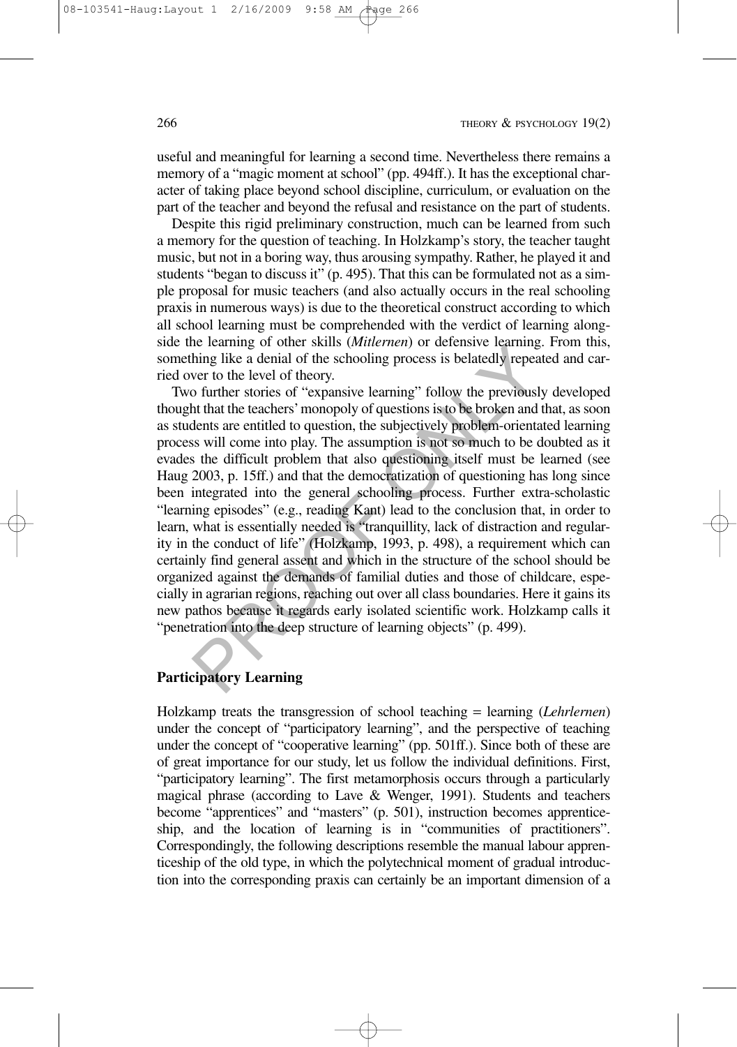useful and meaningful for learning a second time. Nevertheless there remains a memory of a "magic moment at school" (pp. 494ff.). It has the exceptional character of taking place beyond school discipline, curriculum, or evaluation on the part of the teacher and beyond the refusal and resistance on the part of students.

Despite this rigid preliminary construction, much can be learned from such a memory for the question of teaching. In Holzkamp's story, the teacher taught music, but not in a boring way, thus arousing sympathy. Rather, he played it and students "began to discuss it" (p. 495). That this can be formulated not as a simple proposal for music teachers (and also actually occurs in the real schooling praxis in numerous ways) is due to the theoretical construct according to which all school learning must be comprehended with the verdict of learning alongside the learning of other skills (*Mitlernen*) or defensive learning. From this, something like a denial of the schooling process is belatedly repeated and carried over to the level of theory.

Two further stories of "expansive learning" follow the previously developed thought that the teachers' monopoly of questions is to be broken and that, as soon as students are entitled to question, the subjectively problem-orientated learning process will come into play. The assumption is not so much to be doubted as it evades the difficult problem that also questioning itself must be learned (see Haug 2003, p. 15ff.) and that the democratization of questioning has long since been integrated into the general schooling process. Further extra-scholastic "learning episodes" (e.g., reading Kant) lead to the conclusion that, in order to learn, what is essentially needed is "tranquillity, lack of distraction and regularity in the conduct of life" (Holzkamp, 1993, p. 498), a requirement which can certainly find general assent and which in the structure of the school should be organized against the demands of familial duties and those of childcare, especially in agrarian regions, reaching out over all class boundaries. Here it gains its new pathos because it regards early isolated scientific work. Holzkamp calls it "penetration into the deep structure of learning objects" (p. 499).

## Participatory Learning

Holzkamp treats the transgression of school teaching = learning (*Lehrlernen*) under the concept of "participatory learning", and the perspective of teaching under the concept of "cooperative learning" (pp. 501ff.). Since both of these are of great importance for our study, let us follow the individual definitions. First, "participatory learning". The first metamorphosis occurs through a particularly magical phrase (according to Lave & Wenger, 1991). Students and teachers become "apprentices" and "masters" (p. 501), instruction becomes apprenticeship, and the location of learning is in "communities of practitioners". Correspondingly, the following descriptions resemble the manual labour apprenticeship of the old type, in which the polytechnical moment of gradual introduction into the corresponding praxis can certainly be an important dimension of a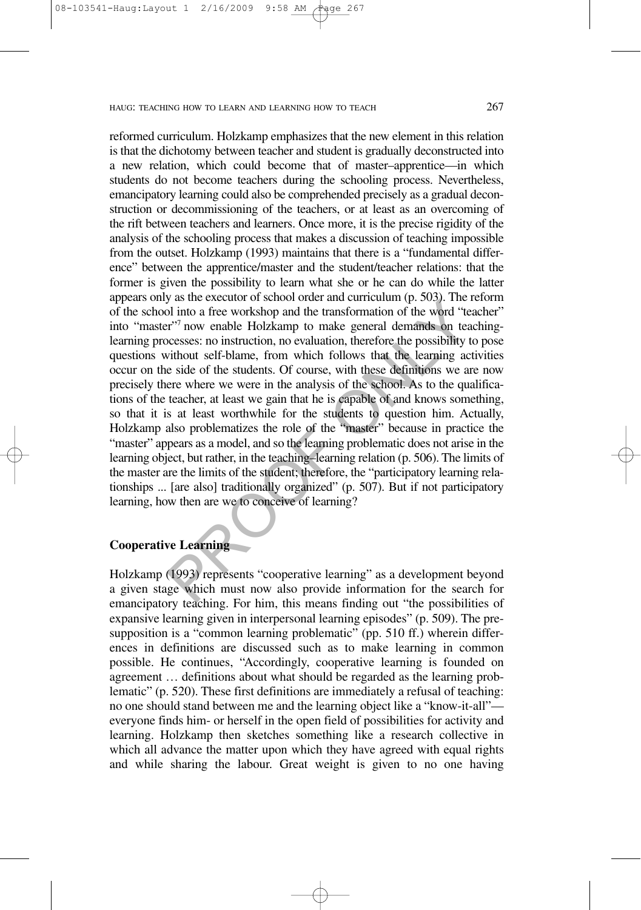reformed curriculum. Holzkamp emphasizes that the new element in this relation is that the dichotomy between teacher and student is gradually deconstructed into a new relation, which could become that of master–apprentice—in which students do not become teachers during the schooling process. Nevertheless, emancipatory learning could also be comprehended precisely as a gradual deconstruction or decommissioning of the teachers, or at least as an overcoming of the rift between teachers and learners. Once more, it is the precise rigidity of the analysis of the schooling process that makes a discussion of teaching impossible from the outset. Holzkamp (1993) maintains that there is a "fundamental difference" between the apprentice/master and the student/teacher relations: that the former is given the possibility to learn what she or he can do while the latter appears only as the executor of school order and curriculum (p. 503). The reform of the school into a free workshop and the transformation of the word "teacher" into "master"[7] now enable Holzkamp to make general demands on teaching-learning processes: no instruction, no evaluation, therefore the possibility to pose questions without self-blame, from which follows that the learning activities occur on the side of the students. Of course, with these definitions we are now precisely there where we were in the analysis of the school. As to the qualifications of the teacher, at least we gain that he is capable of and knows something, so that it is at least worthwhile for the students to question him. Actually, Holzkamp also problematizes the role of the "master" because in practice the "master" appears as a model, and so the learning problematic does not arise in the learning object, but rather, in the teaching–learning relation (p. 506). The limits of the master are the limits of the student; therefore, the "participatory learning relationships ... [are also] traditionally organized" (p. 507). But if not participatory learning, how then are we to conceive of learning?

## Cooperative Learning

Holzkamp (1993) represents "cooperative learning" as a development beyond a given stage which must now also provide information for the search for emancipatory teaching. For him, this means finding out "the possibilities of expansive learning given in interpersonal learning episodes" (p. 509). The presupposition is a "common learning problematic" (pp. 510 ff.) wherein differences in definitions are discussed such as to make learning in common possible. He continues, "Accordingly, cooperative learning is founded on agreement … definitions about what should be regarded as the learning problematic" (p. 520). These first definitions are immediately a refusal of teaching: no one should stand between me and the learning object like a "know-it-all"—everyone finds him- or herself in the open field of possibilities for activity and learning. Holzkamp then sketches something like a research collective in which all advance the matter upon which they have agreed with equal rights and while sharing the labour. Great weight is given to no one having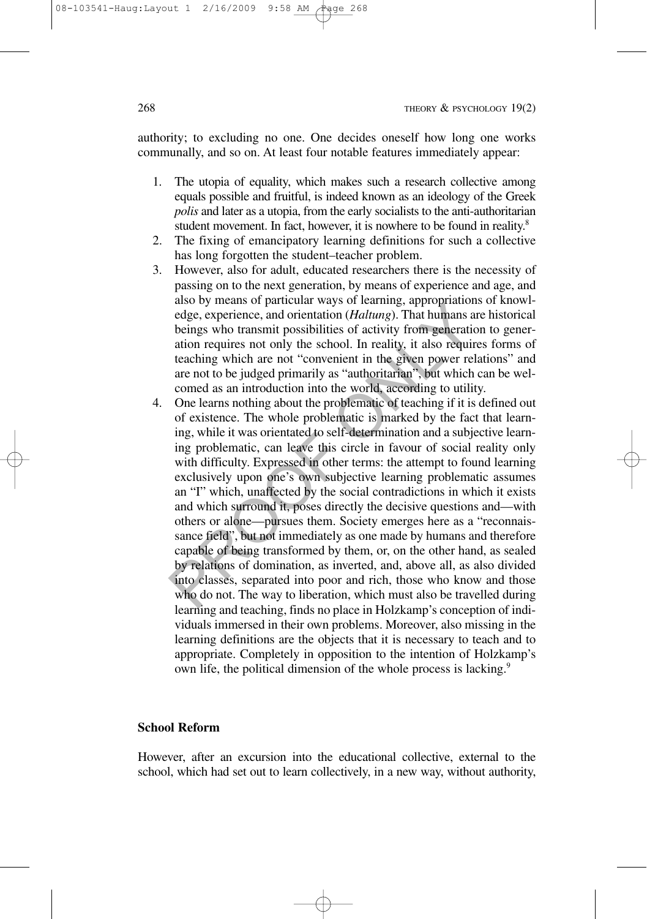authority; to excluding no one. One decides oneself how long one works communally, and so on. At least four notable features immediately appear:

1. The utopia of equality, which makes such a research collective among equals possible and fruitful, is indeed known as an ideology of the Greek *polis* and later as a utopia, from the early socialists to the anti-authoritarian student movement. In fact, however, it is nowhere to be found in reality.[8]
2. The fixing of emancipatory learning definitions for such a collective has long forgotten the student–teacher problem.
3. However, also for adult, educated researchers there is the necessity of passing on to the next generation, by means of experience and age, and also by means of particular ways of learning, appropriations of knowledge, experience, and orientation (*Haltung*). That humans are historical beings who transmit possibilities of activity from generation to generation requires not only the school. In reality, it also requires forms of teaching which are not "convenient in the given power relations" and are not to be judged primarily as "authoritarian", but which can be welcomed as an introduction into the world, according to utility.
4. One learns nothing about the problematic of teaching if it is defined out of existence. The whole problematic is marked by the fact that learning, while it was orientated to self-determination and a subjective learning problematic, can leave this circle in favour of social reality only with difficulty. Expressed in other terms: the attempt to found learning exclusively upon one's own subjective learning problematic assumes an "I" which, unaffected by the social contradictions in which it exists and which surround it, poses directly the decisive questions and—with others or alone—pursues them. Society emerges here as a "reconnaissance field", but not immediately as one made by humans and therefore capable of being transformed by them, or, on the other hand, as sealed by relations of domination, as inverted, and, above all, as also divided into classes, separated into poor and rich, those who know and those who do not. The way to liberation, which must also be travelled during learning and teaching, finds no place in Holzkamp's conception of individuals immersed in their own problems. Moreover, also missing in the learning definitions are the objects that it is necessary to teach and to appropriate. Completely in opposition to the intention of Holzkamp's own life, the political dimension of the whole process is lacking.[9]

## School Reform

However, after an excursion into the educational collective, external to the school, which had set out to learn collectively, in a new way, without authority,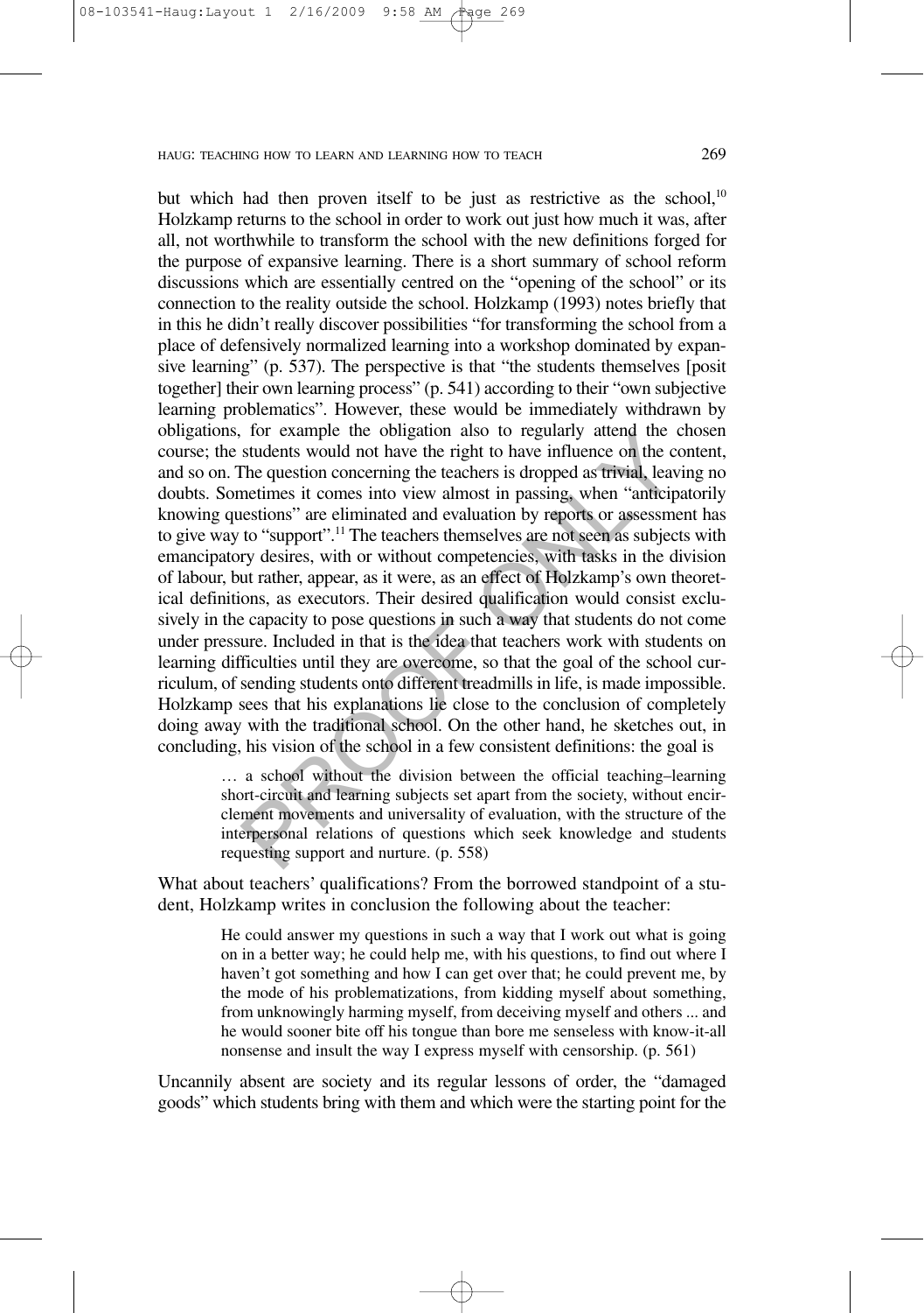but which had then proven itself to be just as restrictive as the school,[10] Holzkamp returns to the school in order to work out just how much it was, after all, not worthwhile to transform the school with the new definitions forged for the purpose of expansive learning. There is a short summary of school reform discussions which are essentially centred on the "opening of the school" or its connection to the reality outside the school. Holzkamp (1993) notes briefly that in this he didn't really discover possibilities "for transforming the school from a place of defensively normalized learning into a workshop dominated by expansive learning" (p. 537). The perspective is that "the students themselves [posit together] their own learning process" (p. 541) according to their "own subjective learning problematics". However, these would be immediately withdrawn by obligations, for example the obligation also to regularly attend the chosen course; the students would not have the right to have influence on the content, and so on. The question concerning the teachers is dropped as trivial, leaving no doubts. Sometimes it comes into view almost in passing, when "anticipatorily knowing questions" are eliminated and evaluation by reports or assessment has to give way to "support".[11] The teachers themselves are not seen as subjects with emancipatory desires, with or without competencies, with tasks in the division of labour, but rather, appear, as it were, as an effect of Holzkamp's own theoretical definitions, as executors. Their desired qualification would consist exclusively in the capacity to pose questions in such a way that students do not come under pressure. Included in that is the idea that teachers work with students on learning difficulties until they are overcome, so that the goal of the school curriculum, of sending students onto different treadmills in life, is made impossible. Holzkamp sees that his explanations lie close to the conclusion of completely doing away with the traditional school. On the other hand, he sketches out, in concluding, his vision of the school in a few consistent definitions: the goal is

> … a school without the division between the official teaching–learning short-circuit and learning subjects set apart from the society, without encirclement movements and universality of evaluation, with the structure of the interpersonal relations of questions which seek knowledge and students requesting support and nurture. (p. 558)

What about teachers' qualifications? From the borrowed standpoint of a student, Holzkamp writes in conclusion the following about the teacher:

> He could answer my questions in such a way that I work out what is going on in a better way; he could help me, with his questions, to find out where I haven't got something and how I can get over that; he could prevent me, by the mode of his problematizations, from kidding myself about something, from unknowingly harming myself, from deceiving myself and others ... and he would sooner bite off his tongue than bore me senseless with know-it-all nonsense and insult the way I express myself with censorship. (p. 561)

Uncannily absent are society and its regular lessons of order, the "damaged goods" which students bring with them and which were the starting point for the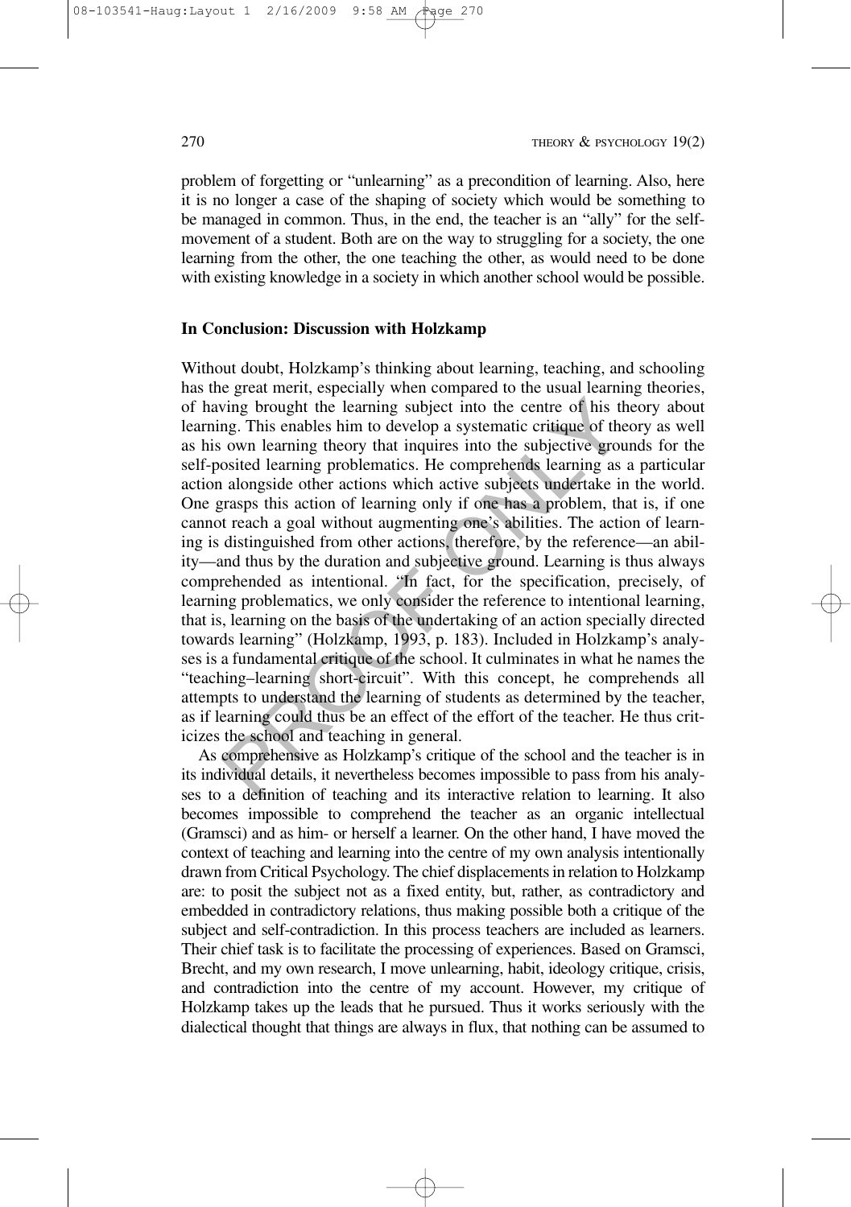problem of forgetting or "unlearning" as a precondition of learning. Also, here it is no longer a case of the shaping of society which would be something to be managed in common. Thus, in the end, the teacher is an "ally" for the self-movement of a student. Both are on the way to struggling for a society, the one learning from the other, the one teaching the other, as would need to be done with existing knowledge in a society in which another school would be possible.

### In Conclusion: Discussion with Holzkamp

Without doubt, Holzkamp's thinking about learning, teaching, and schooling has the great merit, especially when compared to the usual learning theories, of having brought the learning subject into the centre of his theory about learning. This enables him to develop a systematic critique of theory as well as his own learning theory that inquires into the subjective grounds for the self-posited learning problematics. He comprehends learning as a particular action alongside other actions which active subjects undertake in the world. One grasps this action of learning only if one has a problem, that is, if one cannot reach a goal without augmenting one's abilities. The action of learning is distinguished from other actions, therefore, by the reference—an ability—and thus by the duration and subjective ground. Learning is thus always comprehended as intentional. "In fact, for the specification, precisely, of learning problematics, we only consider the reference to intentional learning, that is, learning on the basis of the undertaking of an action specially directed towards learning" (Holzkamp, 1993, p. 183). Included in Holzkamp's analyses is a fundamental critique of the school. It culminates in what he names the "teaching–learning short-circuit". With this concept, he comprehends all attempts to understand the learning of students as determined by the teacher, as if learning could thus be an effect of the effort of the teacher. He thus criticizes the school and teaching in general.

As comprehensive as Holzkamp's critique of the school and the teacher is in its individual details, it nevertheless becomes impossible to pass from his analyses to a definition of teaching and its interactive relation to learning. It also becomes impossible to comprehend the teacher as an organic intellectual (Gramsci) and as him- or herself a learner. On the other hand, I have moved the context of teaching and learning into the centre of my own analysis intentionally drawn from Critical Psychology. The chief displacements in relation to Holzkamp are: to posit the subject not as a fixed entity, but, rather, as contradictory and embedded in contradictory relations, thus making possible both a critique of the subject and self-contradiction. In this process teachers are included as learners. Their chief task is to facilitate the processing of experiences. Based on Gramsci, Brecht, and my own research, I move unlearning, habit, ideology critique, crisis, and contradiction into the centre of my account. However, my critique of Holzkamp takes up the leads that he pursued. Thus it works seriously with the dialectical thought that things are always in flux, that nothing can be assumed to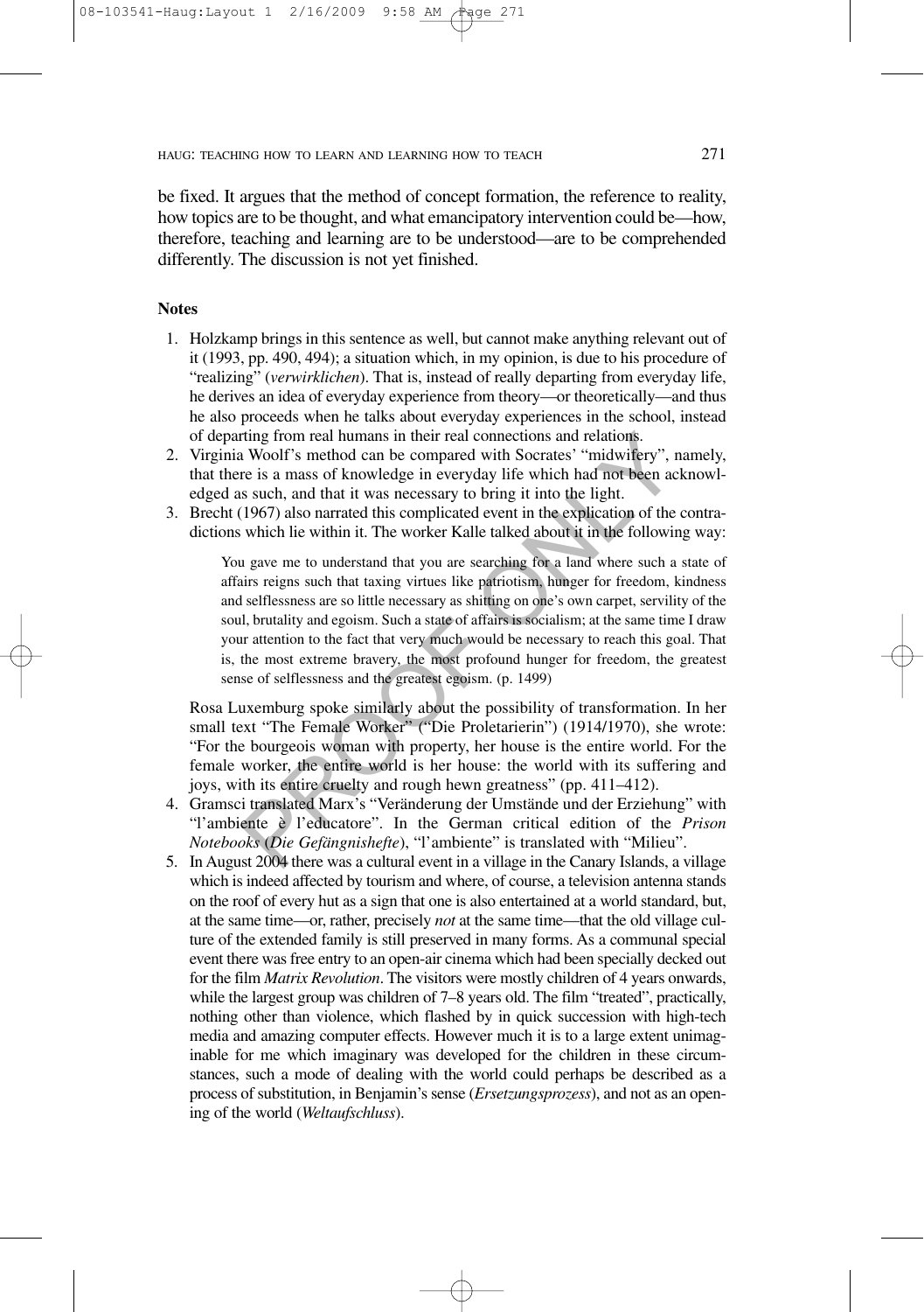be fixed. It argues that the method of concept formation, the reference to reality, how topics are to be thought, and what emancipatory intervention could be—how, therefore, teaching and learning are to be understood—are to be comprehended differently. The discussion is not yet finished.

**Notes**

1. Holzkamp brings in this sentence as well, but cannot make anything relevant out of it (1993, pp. 490, 494); a situation which, in my opinion, is due to his procedure of "realizing" (*verwirklichen*). That is, instead of really departing from everyday life, he derives an idea of everyday experience from theory—or theoretically—and thus he also proceeds when he talks about everyday experiences in the school, instead of departing from real humans in their real connections and relations.
2. Virginia Woolf's method can be compared with Socrates' "midwifery", namely, that there is a mass of knowledge in everyday life which had not been acknowledged as such, and that it was necessary to bring it into the light.
3. Brecht (1967) also narrated this complicated event in the explication of the contradictions which lie within it. The worker Kalle talked about it in the following way:

   > You gave me to understand that you are searching for a land where such a state of affairs reigns such that taxing virtues like patriotism, hunger for freedom, kindness and selflessness are so little necessary as shitting on one's own carpet, servility of the soul, brutality and egoism. Such a state of affairs is socialism; at the same time I draw your attention to the fact that very much would be necessary to reach this goal. That is, the most extreme bravery, the most profound hunger for freedom, the greatest sense of selflessness and the greatest egoism. (p. 1499)

   Rosa Luxemburg spoke similarly about the possibility of transformation. In her small text "The Female Worker" ("Die Proletarierin") (1914/1970), she wrote: "For the bourgeois woman with property, her house is the entire world. For the female worker, the entire world is her house: the world with its suffering and joys, with its entire cruelty and rough hewn greatness" (pp. 411–412).
4. Gramsci translated Marx's "Veränderung der Umstände und der Erziehung" with "l'ambiente è l'educatore". In the German critical edition of the *Prison Notebooks* (*Die Gefängnishefte*), "l'ambiente" is translated with "Milieu".
5. In August 2004 there was a cultural event in a village in the Canary Islands, a village which is indeed affected by tourism and where, of course, a television antenna stands on the roof of every hut as a sign that one is also entertained at a world standard, but, at the same time—or, rather, precisely *not* at the same time—that the old village culture of the extended family is still preserved in many forms. As a communal special event there was free entry to an open-air cinema which had been specially decked out for the film *Matrix Revolution*. The visitors were mostly children of 4 years onwards, while the largest group was children of 7–8 years old. The film "treated", practically, nothing other than violence, which flashed by in quick succession with high-tech media and amazing computer effects. However much it is to a large extent unimaginable for me which imaginary was developed for the children in these circumstances, such a mode of dealing with the world could perhaps be described as a process of substitution, in Benjamin's sense (*Ersetzungsprozess*), and not as an opening of the world (*Weltaufschluss*).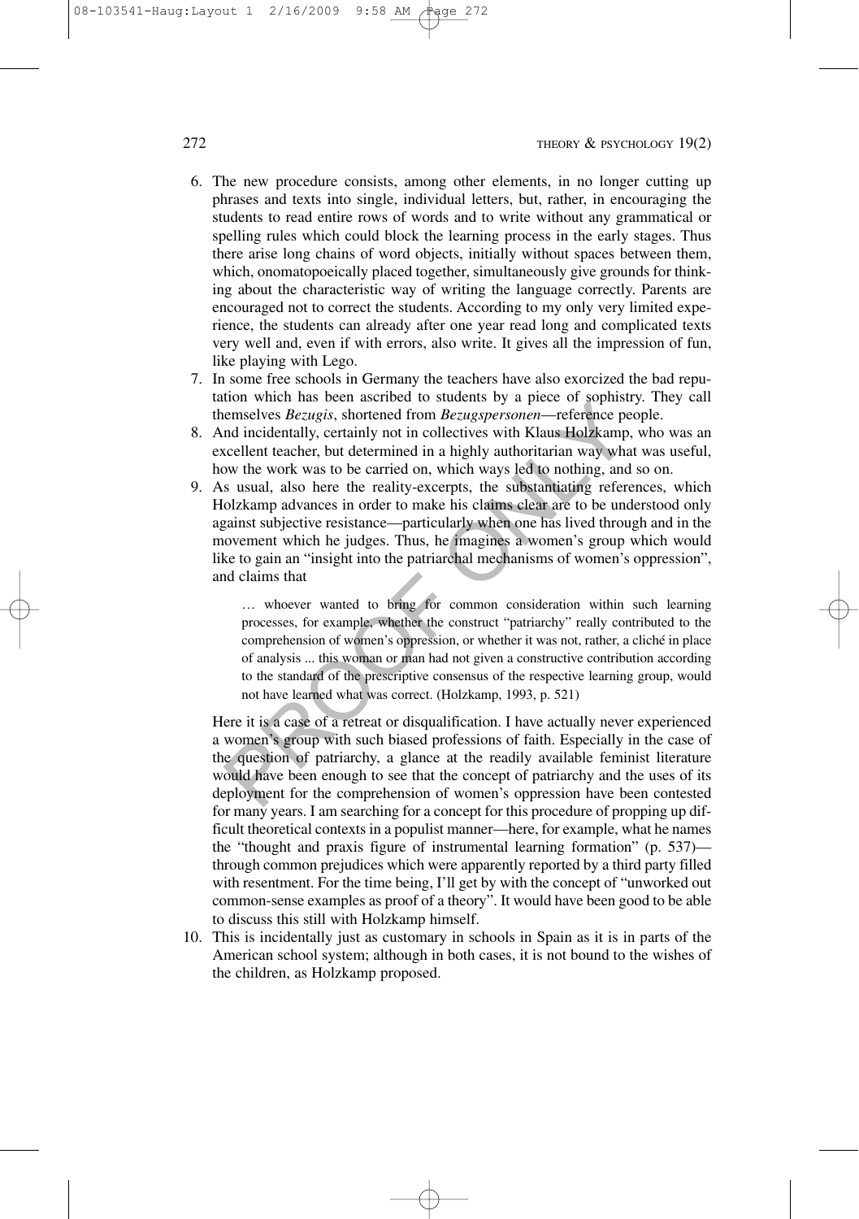6. The new procedure consists, among other elements, in no longer cutting up phrases and texts into single, individual letters, but, rather, in encouraging the students to read entire rows of words and to write without any grammatical or spelling rules which could block the learning process in the early stages. Thus there arise long chains of word objects, initially without spaces between them, which, onomatopoeically placed together, simultaneously give grounds for thinking about the characteristic way of writing the language correctly. Parents are encouraged not to correct the students. According to my only very limited experience, the students can already after one year read long and complicated texts very well and, even if with errors, also write. It gives all the impression of fun, like playing with Lego.
7. In some free schools in Germany the teachers have also exorcized the bad reputation which has been ascribed to students by a piece of sophistry. They call themselves *Bezugis*, shortened from *Bezugspersonen*—reference people.
8. And incidentally, certainly not in collectives with Klaus Holzkamp, who was an excellent teacher, but determined in a highly authoritarian way what was useful, how the work was to be carried on, which ways led to nothing, and so on.
9. As usual, also here the reality-excerpts, the substantiating references, which Holzkamp advances in order to make his claims clear are to be understood only against subjective resistance—particularly when one has lived through and in the movement which he judges. Thus, he imagines a women's group which would like to gain an "insight into the patriarchal mechanisms of women's oppression", and claims that

   > … whoever wanted to bring for common consideration within such learning processes, for example, whether the construct "patriarchy" really contributed to the comprehension of women's oppression, or whether it was not, rather, a cliché in place of analysis ... this woman or man had not given a constructive contribution according to the standard of the prescriptive consensus of the respective learning group, would not have learned what was correct. (Holzkamp, 1993, p. 521)

   Here it is a case of a retreat or disqualification. I have actually never experienced a women's group with such biased professions of faith. Especially in the case of the question of patriarchy, a glance at the readily available feminist literature would have been enough to see that the concept of patriarchy and the uses of its deployment for the comprehension of women's oppression have been contested for many years. I am searching for a concept for this procedure of propping up difficult theoretical contexts in a populist manner—here, for example, what he names the "thought and praxis figure of instrumental learning formation" (p. 537)—through common prejudices which were apparently reported by a third party filled with resentment. For the time being, I'll get by with the concept of "unworked out common-sense examples as proof of a theory". It would have been good to be able to discuss this still with Holzkamp himself.
10. This is incidentally just as customary in schools in Spain as it is in parts of the American school system; although in both cases, it is not bound to the wishes of the children, as Holzkamp proposed.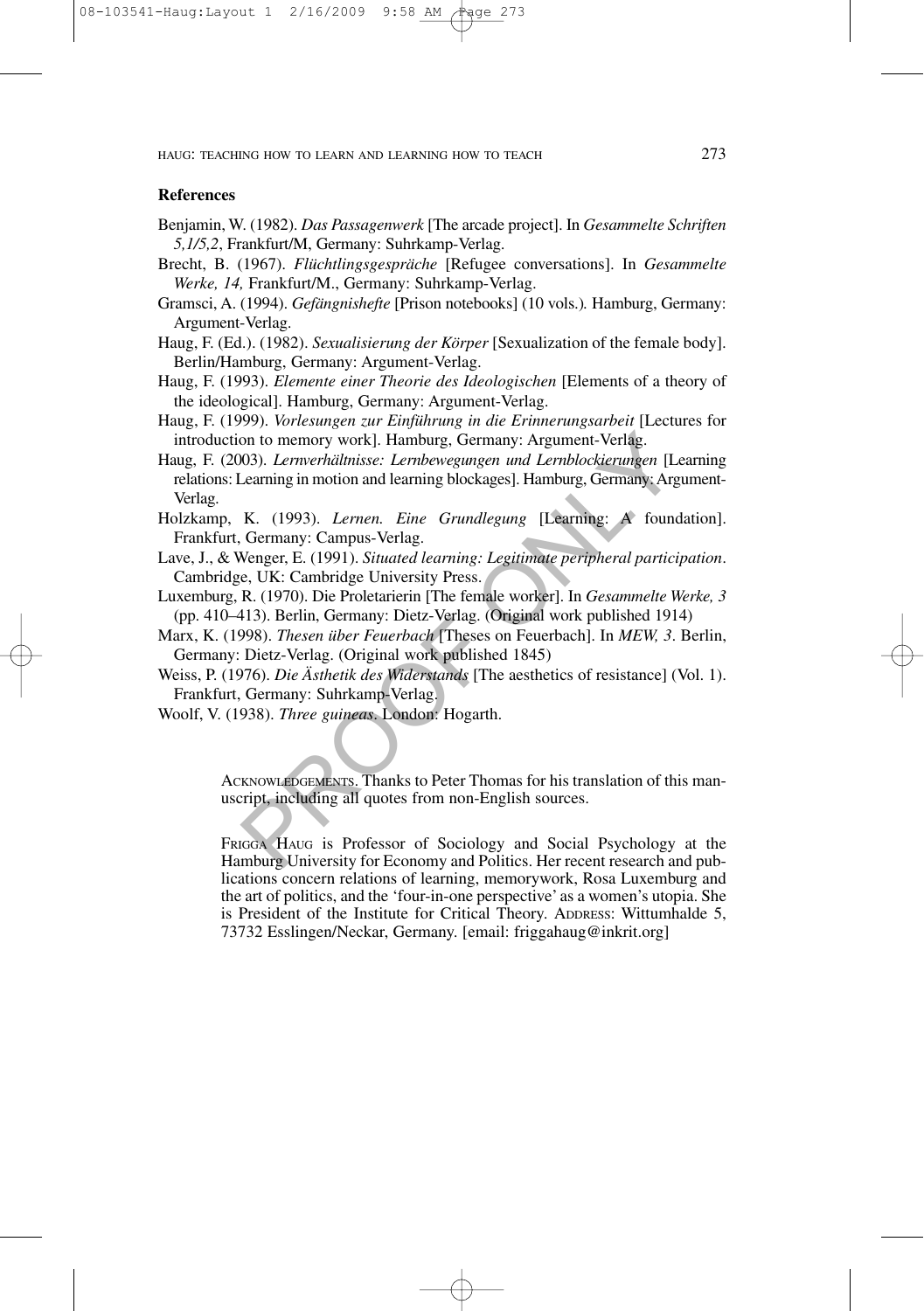## References

Benjamin, W. (1982). *Das Passagenwerk* [The arcade project]. In *Gesammelte Schriften 5,1/5,2*, Frankfurt/M, Germany: Suhrkamp-Verlag.

Brecht, B. (1967). *Flüchtlingsgespräche* [Refugee conversations]. In *Gesammelte Werke, 14,* Frankfurt/M., Germany: Suhrkamp-Verlag.

Gramsci, A. (1994). *Gefängnishefte* [Prison notebooks] (10 vols.)*.* Hamburg, Germany: Argument-Verlag.

Haug, F. (Ed.). (1982). *Sexualisierung der Körper* [Sexualization of the female body]. Berlin/Hamburg, Germany: Argument-Verlag.

Haug, F. (1993). *Elemente einer Theorie des Ideologischen* [Elements of a theory of the ideological]. Hamburg, Germany: Argument-Verlag.

Haug, F. (1999). *Vorlesungen zur Einführung in die Erinnerungsarbeit* [Lectures for introduction to memory work]. Hamburg, Germany: Argument-Verlag.

Haug, F. (2003). *Lernverhältnisse: Lernbewegungen und Lernblockierungen* [Learning relations: Learning in motion and learning blockages]. Hamburg, Germany: Argument-Verlag.

Holzkamp, K. (1993). *Lernen. Eine Grundlegung* [Learning: A foundation]. Frankfurt, Germany: Campus-Verlag.

Lave, J., & Wenger, E. (1991). *Situated learning: Legitimate peripheral participation*. Cambridge, UK: Cambridge University Press.

Luxemburg, R. (1970). Die Proletarierin [The female worker]. In *Gesammelte Werke, 3* (pp. 410–413). Berlin, Germany: Dietz-Verlag. (Original work published 1914)

Marx, K. (1998). *Thesen über Feuerbach* [Theses on Feuerbach]. In *MEW, 3*. Berlin, Germany: Dietz-Verlag. (Original work published 1845)

Weiss, P. (1976). *Die Ästhetik des Widerstands* [The aesthetics of resistance] (Vol. 1). Frankfurt, Germany: Suhrkamp-Verlag.

Woolf, V. (1938). *Three guineas*. London: Hogarth.

ACKNOWLEDGEMENTS. Thanks to Peter Thomas for his translation of this manuscript, including all quotes from non-English sources.

FRIGGA HAUG is Professor of Sociology and Social Psychology at the Hamburg University for Economy and Politics. Her recent research and publications concern relations of learning, memorywork, Rosa Luxemburg and the art of politics, and the 'four-in-one perspective' as a women's utopia. She is President of the Institute for Critical Theory. ADDRESS: Wittumhalde 5, 73732 Esslingen/Neckar, Germany. [email: friggahaug@inkrit.org]